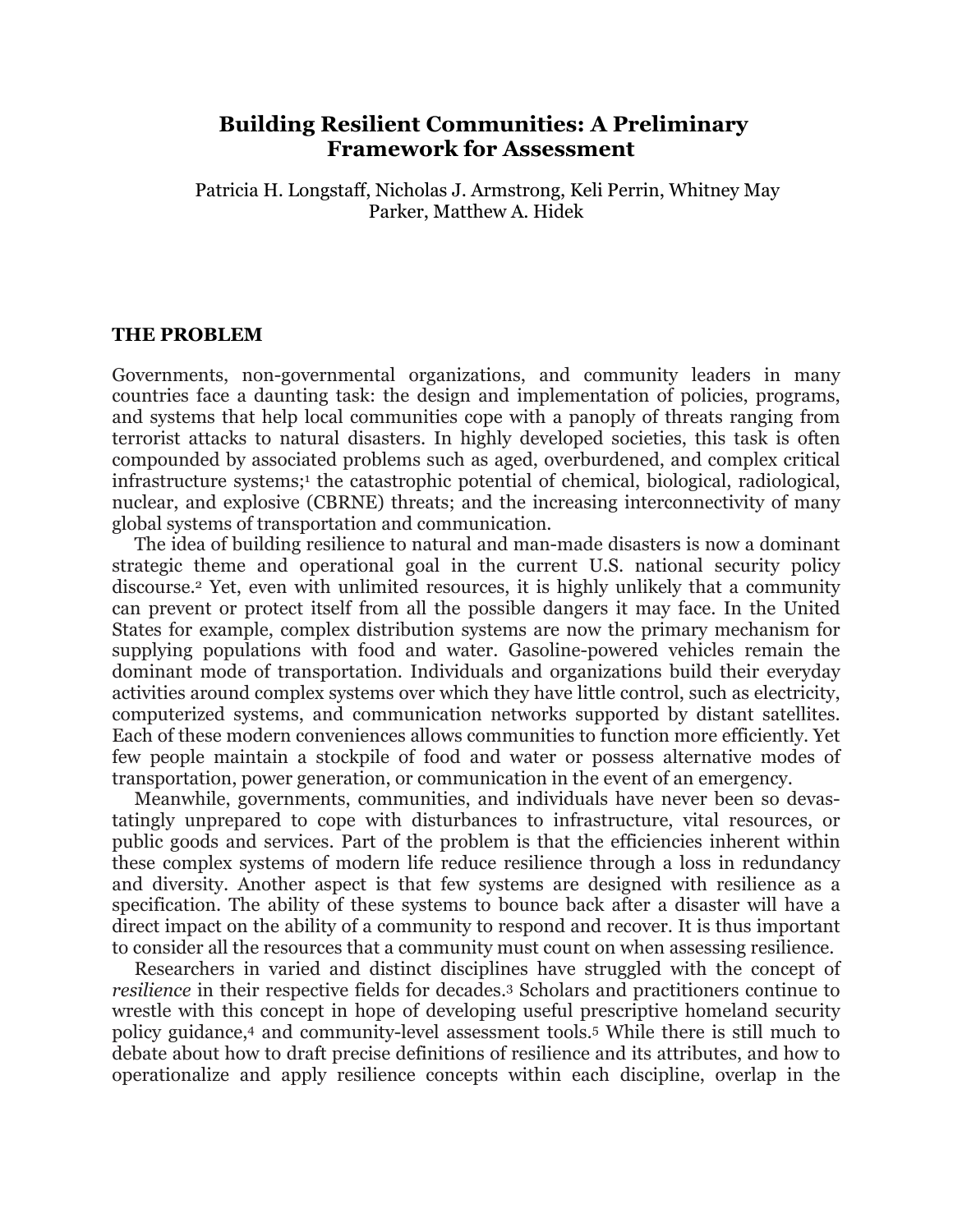# Building Resilient Communities: A Preliminary Framework for Assessment

Patricia H. Longstaff, Nicholas J. Armstrong, Keli Perrin, Whitney May Parker, Matthew A. Hidek

## THE PROBLEM

Governments, non-governmental organizations, and community leaders in many countries face a daunting task: the design and implementation of policies, programs, and systems that help local communities cope with a panoply of threats ranging from terrorist attacks to natural disasters. In highly developed societies, this task is often compounded by associated problems such as aged, overburdened, and complex critical infrastructure systems;[1] the catastrophic potential of chemical, biological, radiological, nuclear, and explosive (CBRNE) threats; and the increasing interconnectivity of many global systems of transportation and communication.

The idea of building resilience to natural and man-made disasters is now a dominant strategic theme and operational goal in the current U.S. national security policy discourse.[2] Yet, even with unlimited resources, it is highly unlikely that a community can prevent or protect itself from all the possible dangers it may face. In the United States for example, complex distribution systems are now the primary mechanism for supplying populations with food and water. Gasoline-powered vehicles remain the dominant mode of transportation. Individuals and organizations build their everyday activities around complex systems over which they have little control, such as electricity, computerized systems, and communication networks supported by distant satellites. Each of these modern conveniences allows communities to function more efficiently. Yet few people maintain a stockpile of food and water or possess alternative modes of transportation, power generation, or communication in the event of an emergency.

Meanwhile, governments, communities, and individuals have never been so devastatingly unprepared to cope with disturbances to infrastructure, vital resources, or public goods and services. Part of the problem is that the efficiencies inherent within these complex systems of modern life reduce resilience through a loss in redundancy and diversity. Another aspect is that few systems are designed with resilience as a specification. The ability of these systems to bounce back after a disaster will have a direct impact on the ability of a community to respond and recover. It is thus important to consider all the resources that a community must count on when assessing resilience.

Researchers in varied and distinct disciplines have struggled with the concept of *resilience* in their respective fields for decades.[3] Scholars and practitioners continue to wrestle with this concept in hope of developing useful prescriptive homeland security policy guidance,[4] and community-level assessment tools.[5] While there is still much to debate about how to draft precise definitions of resilience and its attributes, and how to operationalize and apply resilience concepts within each discipline, overlap in the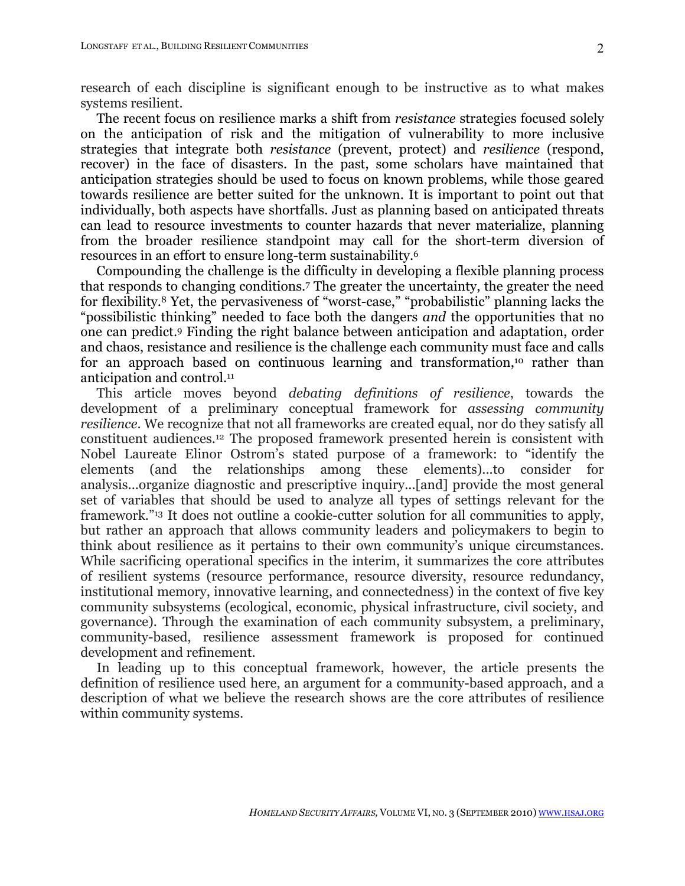research of each discipline is significant enough to be instructive as to what makes systems resilient.

The recent focus on resilience marks a shift from *resistance* strategies focused solely on the anticipation of risk and the mitigation of vulnerability to more inclusive strategies that integrate both *resistance* (prevent, protect) and *resilience* (respond, recover) in the face of disasters. In the past, some scholars have maintained that anticipation strategies should be used to focus on known problems, while those geared towards resilience are better suited for the unknown. It is important to point out that individually, both aspects have shortfalls. Just as planning based on anticipated threats can lead to resource investments to counter hazards that never materialize, planning from the broader resilience standpoint may call for the short-term diversion of resources in an effort to ensure long-term sustainability.[6]

Compounding the challenge is the difficulty in developing a flexible planning process that responds to changing conditions.[7] The greater the uncertainty, the greater the need for flexibility.[8] Yet, the pervasiveness of "worst-case," "probabilistic" planning lacks the "possibilistic thinking" needed to face both the dangers *and* the opportunities that no one can predict.[9] Finding the right balance between anticipation and adaptation, order and chaos, resistance and resilience is the challenge each community must face and calls for an approach based on continuous learning and transformation,[10] rather than anticipation and control.[11]

This article moves beyond *debating definitions of resilience*, towards the development of a preliminary conceptual framework for *assessing community resilience*. We recognize that not all frameworks are created equal, nor do they satisfy all constituent audiences.[12] The proposed framework presented herein is consistent with Nobel Laureate Elinor Ostrom's stated purpose of a framework: to "identify the elements (and the relationships among these elements)…to consider for analysis…organize diagnostic and prescriptive inquiry…[and] provide the most general set of variables that should be used to analyze all types of settings relevant for the framework."[13] It does not outline a cookie-cutter solution for all communities to apply, but rather an approach that allows community leaders and policymakers to begin to think about resilience as it pertains to their own community's unique circumstances. While sacrificing operational specifics in the interim, it summarizes the core attributes of resilient systems (resource performance, resource diversity, resource redundancy, institutional memory, innovative learning, and connectedness) in the context of five key community subsystems (ecological, economic, physical infrastructure, civil society, and governance). Through the examination of each community subsystem, a preliminary, community-based, resilience assessment framework is proposed for continued development and refinement.

In leading up to this conceptual framework, however, the article presents the definition of resilience used here, an argument for a community-based approach, and a description of what we believe the research shows are the core attributes of resilience within community systems.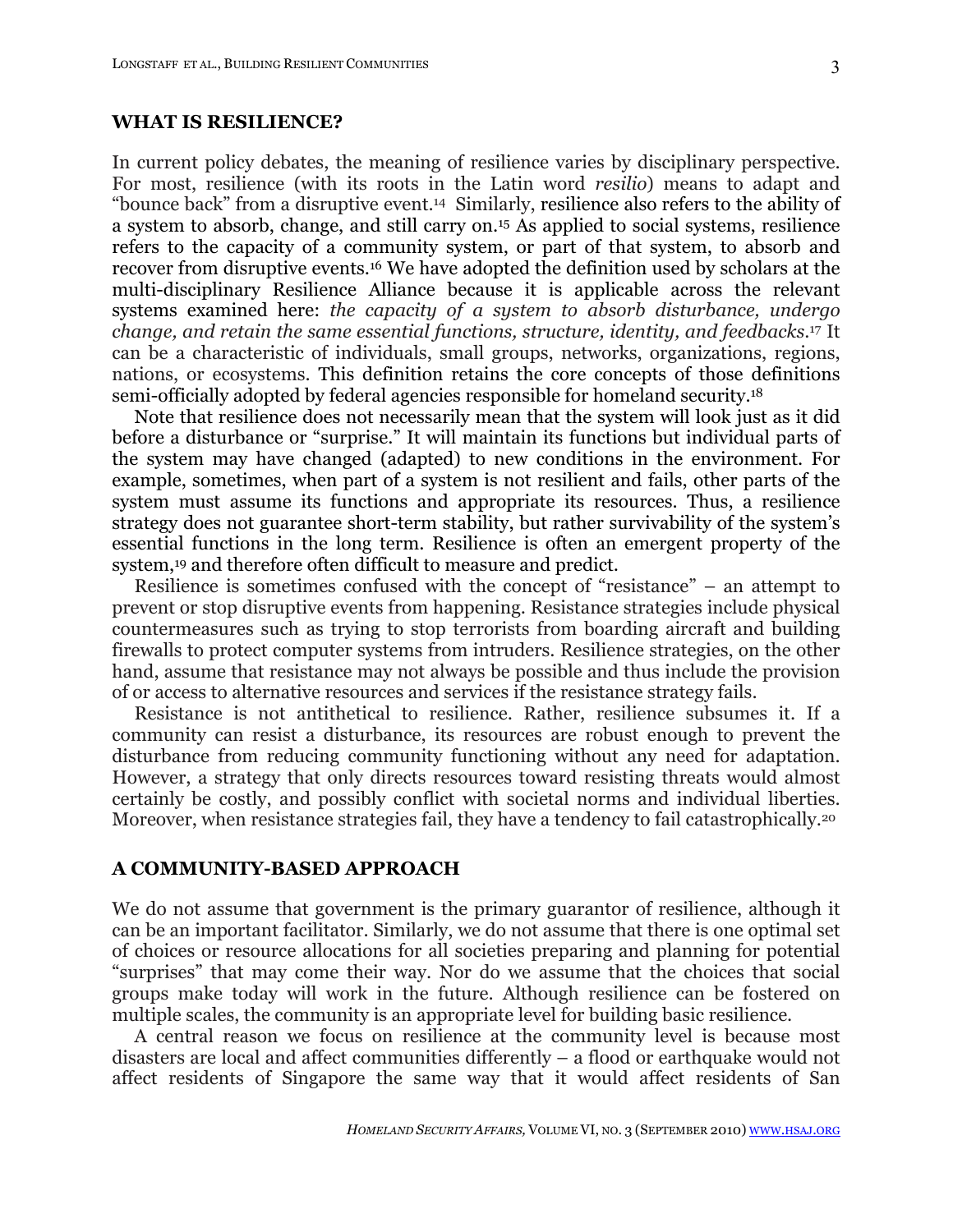## WHAT IS RESILIENCE?

In current policy debates, the meaning of resilience varies by disciplinary perspective. For most, resilience (with its roots in the Latin word *resilio*) means to adapt and "bounce back" from a disruptive event.[14] Similarly, resilience also refers to the ability of a system to absorb, change, and still carry on.[15] As applied to social systems, resilience refers to the capacity of a community system, or part of that system, to absorb and recover from disruptive events.[16] We have adopted the definition used by scholars at the multi-disciplinary Resilience Alliance because it is applicable across the relevant systems examined here: *the capacity of a system to absorb disturbance, undergo change, and retain the same essential functions, structure, identity, and feedbacks*.[17] It can be a characteristic of individuals, small groups, networks, organizations, regions, nations, or ecosystems. This definition retains the core concepts of those definitions semi-officially adopted by federal agencies responsible for homeland security.[18]

Note that resilience does not necessarily mean that the system will look just as it did before a disturbance or "surprise." It will maintain its functions but individual parts of the system may have changed (adapted) to new conditions in the environment. For example, sometimes, when part of a system is not resilient and fails, other parts of the system must assume its functions and appropriate its resources. Thus, a resilience strategy does not guarantee short-term stability, but rather survivability of the system's essential functions in the long term. Resilience is often an emergent property of the system,[19] and therefore often difficult to measure and predict.

Resilience is sometimes confused with the concept of "resistance" – an attempt to prevent or stop disruptive events from happening. Resistance strategies include physical countermeasures such as trying to stop terrorists from boarding aircraft and building firewalls to protect computer systems from intruders. Resilience strategies, on the other hand, assume that resistance may not always be possible and thus include the provision of or access to alternative resources and services if the resistance strategy fails.

Resistance is not antithetical to resilience. Rather, resilience subsumes it. If a community can resist a disturbance, its resources are robust enough to prevent the disturbance from reducing community functioning without any need for adaptation. However, a strategy that only directs resources toward resisting threats would almost certainly be costly, and possibly conflict with societal norms and individual liberties. Moreover, when resistance strategies fail, they have a tendency to fail catastrophically.[20]

## A COMMUNITY-BASED APPROACH

We do not assume that government is the primary guarantor of resilience, although it can be an important facilitator. Similarly, we do not assume that there is one optimal set of choices or resource allocations for all societies preparing and planning for potential "surprises" that may come their way. Nor do we assume that the choices that social groups make today will work in the future. Although resilience can be fostered on multiple scales, the community is an appropriate level for building basic resilience.

A central reason we focus on resilience at the community level is because most disasters are local and affect communities differently – a flood or earthquake would not affect residents of Singapore the same way that it would affect residents of San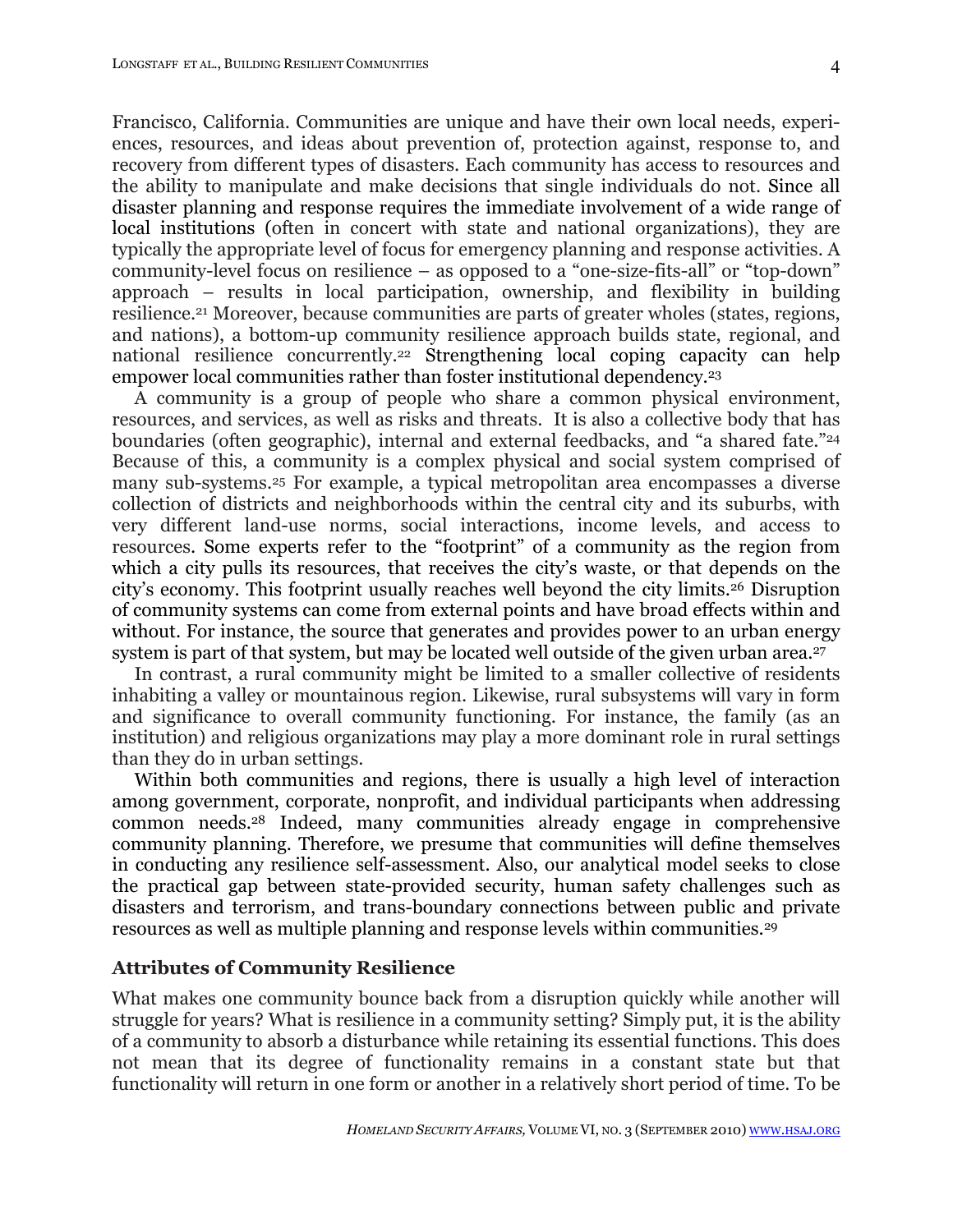Francisco, California. Communities are unique and have their own local needs, experiences, resources, and ideas about prevention of, protection against, response to, and recovery from different types of disasters. Each community has access to resources and the ability to manipulate and make decisions that single individuals do not. Since all disaster planning and response requires the immediate involvement of a wide range of local institutions (often in concert with state and national organizations), they are typically the appropriate level of focus for emergency planning and response activities. A community-level focus on resilience – as opposed to a "one-size-fits-all" or "top-down" approach – results in local participation, ownership, and flexibility in building resilience.[21] Moreover, because communities are parts of greater wholes (states, regions, and nations), a bottom-up community resilience approach builds state, regional, and national resilience concurrently.[22] Strengthening local coping capacity can help empower local communities rather than foster institutional dependency.[23]

A community is a group of people who share a common physical environment, resources, and services, as well as risks and threats. It is also a collective body that has boundaries (often geographic), internal and external feedbacks, and "a shared fate."[24] Because of this, a community is a complex physical and social system comprised of many sub-systems.[25] For example, a typical metropolitan area encompasses a diverse collection of districts and neighborhoods within the central city and its suburbs, with very different land-use norms, social interactions, income levels, and access to resources. Some experts refer to the "footprint" of a community as the region from which a city pulls its resources, that receives the city's waste, or that depends on the city's economy. This footprint usually reaches well beyond the city limits.[26] Disruption of community systems can come from external points and have broad effects within and without. For instance, the source that generates and provides power to an urban energy system is part of that system, but may be located well outside of the given urban area.[27]

In contrast, a rural community might be limited to a smaller collective of residents inhabiting a valley or mountainous region. Likewise, rural subsystems will vary in form and significance to overall community functioning. For instance, the family (as an institution) and religious organizations may play a more dominant role in rural settings than they do in urban settings.

Within both communities and regions, there is usually a high level of interaction among government, corporate, nonprofit, and individual participants when addressing common needs.[28] Indeed, many communities already engage in comprehensive community planning. Therefore, we presume that communities will define themselves in conducting any resilience self-assessment. Also, our analytical model seeks to close the practical gap between state-provided security, human safety challenges such as disasters and terrorism, and trans-boundary connections between public and private resources as well as multiple planning and response levels within communities.[29]

## Attributes of Community Resilience

What makes one community bounce back from a disruption quickly while another will struggle for years? What is resilience in a community setting? Simply put, it is the ability of a community to absorb a disturbance while retaining its essential functions. This does not mean that its degree of functionality remains in a constant state but that functionality will return in one form or another in a relatively short period of time. To be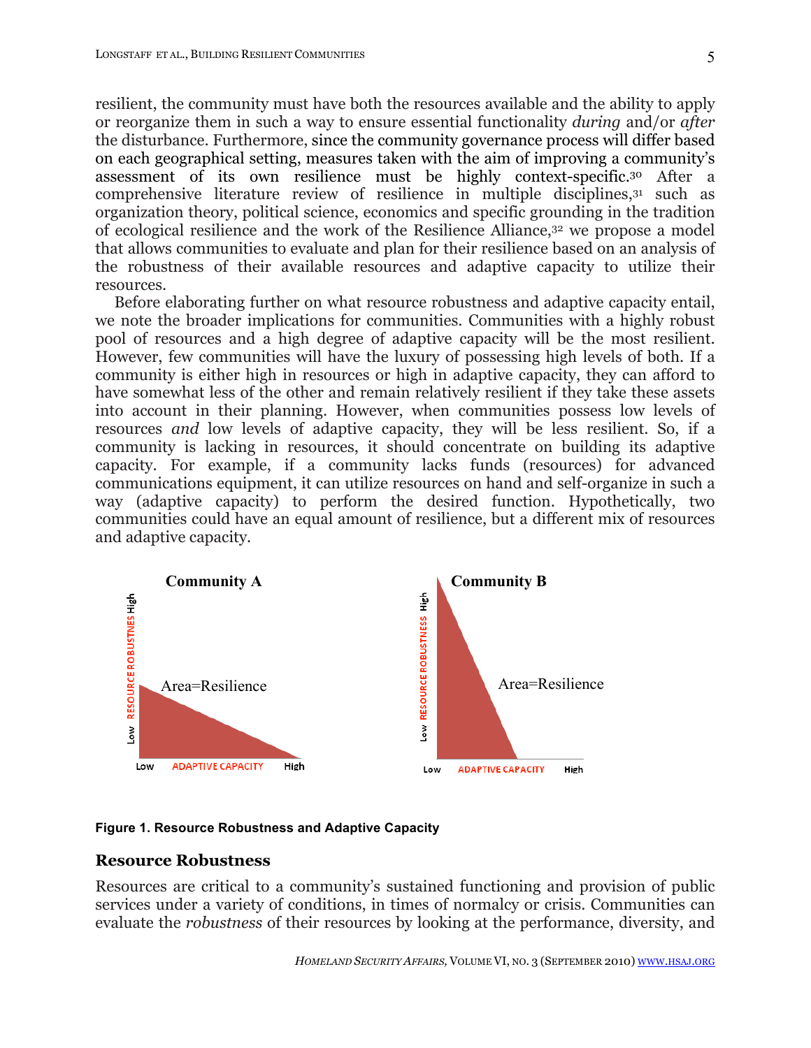resilient, the community must have both the resources available and the ability to apply or reorganize them in such a way to ensure essential functionality *during* and/or *after* the disturbance. Furthermore, since the community governance process will differ based on each geographical setting, measures taken with the aim of improving a community's assessment of its own resilience must be highly context-specific.[30] After a comprehensive literature review of resilience in multiple disciplines,[31] such as organization theory, political science, economics and specific grounding in the tradition of ecological resilience and the work of the Resilience Alliance,[32] we propose a model that allows communities to evaluate and plan for their resilience based on an analysis of the robustness of their available resources and adaptive capacity to utilize their resources.

Before elaborating further on what resource robustness and adaptive capacity entail, we note the broader implications for communities. Communities with a highly robust pool of resources and a high degree of adaptive capacity will be the most resilient. However, few communities will have the luxury of possessing high levels of both. If a community is either high in resources or high in adaptive capacity, they can afford to have somewhat less of the other and remain relatively resilient if they take these assets into account in their planning. However, when communities possess low levels of resources *and* low levels of adaptive capacity, they will be less resilient. So, if a community is lacking in resources, it should concentrate on building its adaptive capacity. For example, if a community lacks funds (resources) for advanced communications equipment, it can utilize resources on hand and self-organize in such a way (adaptive capacity) to perform the desired function. Hypothetically, two communities could have an equal amount of resilience, but a different mix of resources and adaptive capacity.

**Figure 1. Resource Robustness and Adaptive Capacity**

## Resource Robustness

Resources are critical to a community's sustained functioning and provision of public services under a variety of conditions, in times of normalcy or crisis. Communities can evaluate the *robustness* of their resources by looking at the performance, diversity, and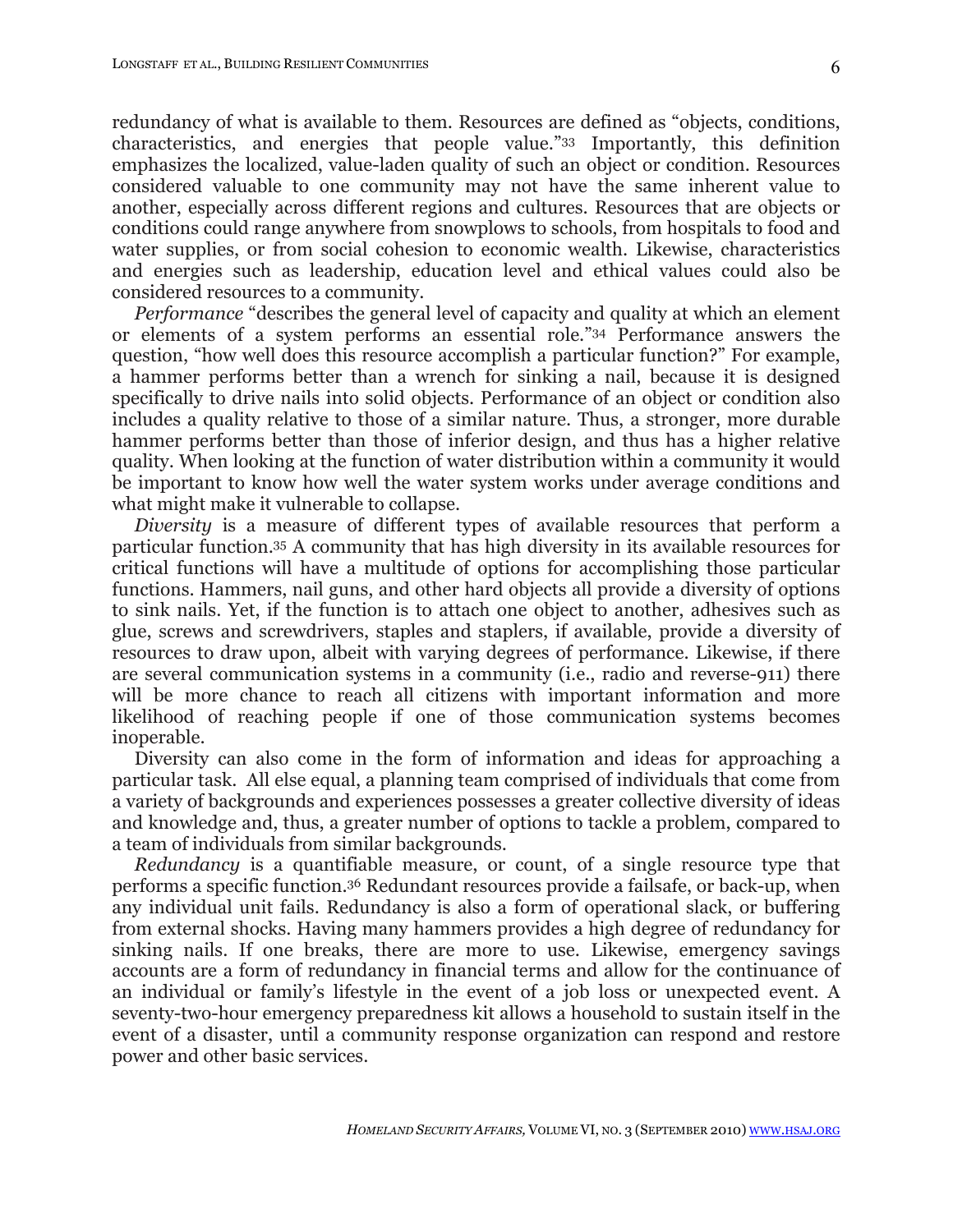redundancy of what is available to them. Resources are defined as "objects, conditions, characteristics, and energies that people value."[33] Importantly, this definition emphasizes the localized, value-laden quality of such an object or condition. Resources considered valuable to one community may not have the same inherent value to another, especially across different regions and cultures. Resources that are objects or conditions could range anywhere from snowplows to schools, from hospitals to food and water supplies, or from social cohesion to economic wealth. Likewise, characteristics and energies such as leadership, education level and ethical values could also be considered resources to a community.

*Performance* "describes the general level of capacity and quality at which an element or elements of a system performs an essential role."[34] Performance answers the question, "how well does this resource accomplish a particular function?" For example, a hammer performs better than a wrench for sinking a nail, because it is designed specifically to drive nails into solid objects. Performance of an object or condition also includes a quality relative to those of a similar nature. Thus, a stronger, more durable hammer performs better than those of inferior design, and thus has a higher relative quality. When looking at the function of water distribution within a community it would be important to know how well the water system works under average conditions and what might make it vulnerable to collapse.

*Diversity* is a measure of different types of available resources that perform a particular function.[35] A community that has high diversity in its available resources for critical functions will have a multitude of options for accomplishing those particular functions. Hammers, nail guns, and other hard objects all provide a diversity of options to sink nails. Yet, if the function is to attach one object to another, adhesives such as glue, screws and screwdrivers, staples and staplers, if available, provide a diversity of resources to draw upon, albeit with varying degrees of performance. Likewise, if there are several communication systems in a community (i.e., radio and reverse-911) there will be more chance to reach all citizens with important information and more likelihood of reaching people if one of those communication systems becomes inoperable.

Diversity can also come in the form of information and ideas for approaching a particular task. All else equal, a planning team comprised of individuals that come from a variety of backgrounds and experiences possesses a greater collective diversity of ideas and knowledge and, thus, a greater number of options to tackle a problem, compared to a team of individuals from similar backgrounds.

*Redundancy* is a quantifiable measure, or count, of a single resource type that performs a specific function.[36] Redundant resources provide a failsafe, or back-up, when any individual unit fails. Redundancy is also a form of operational slack, or buffering from external shocks. Having many hammers provides a high degree of redundancy for sinking nails. If one breaks, there are more to use. Likewise, emergency savings accounts are a form of redundancy in financial terms and allow for the continuance of an individual or family's lifestyle in the event of a job loss or unexpected event. A seventy-two-hour emergency preparedness kit allows a household to sustain itself in the event of a disaster, until a community response organization can respond and restore power and other basic services.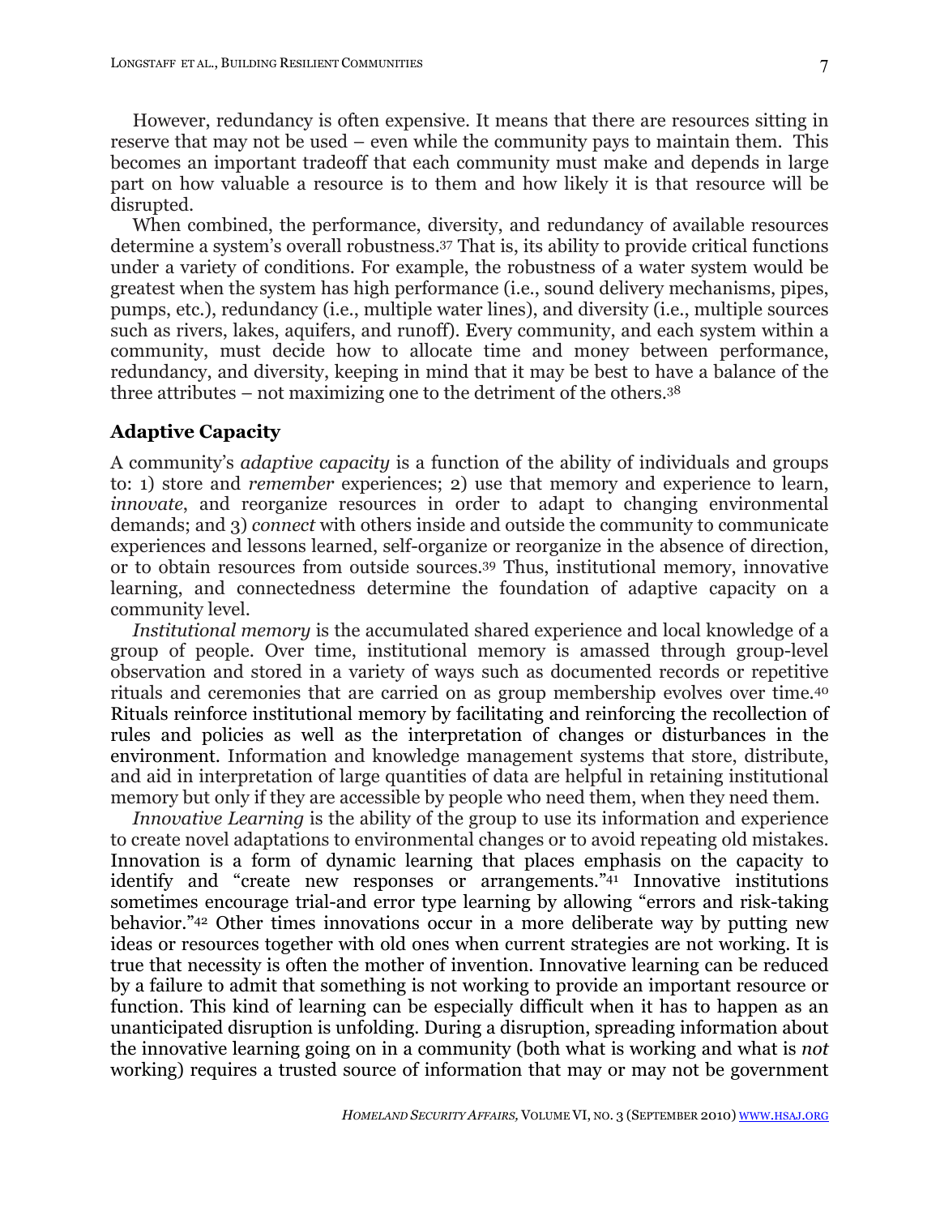However, redundancy is often expensive. It means that there are resources sitting in reserve that may not be used – even while the community pays to maintain them. This becomes an important tradeoff that each community must make and depends in large part on how valuable a resource is to them and how likely it is that resource will be disrupted.

When combined, the performance, diversity, and redundancy of available resources determine a system's overall robustness.[37] That is, its ability to provide critical functions under a variety of conditions. For example, the robustness of a water system would be greatest when the system has high performance (i.e., sound delivery mechanisms, pipes, pumps, etc.), redundancy (i.e., multiple water lines), and diversity (i.e., multiple sources such as rivers, lakes, aquifers, and runoff). Every community, and each system within a community, must decide how to allocate time and money between performance, redundancy, and diversity, keeping in mind that it may be best to have a balance of the three attributes – not maximizing one to the detriment of the others.[38]

### Adaptive Capacity

A community's *adaptive capacity* is a function of the ability of individuals and groups to: 1) store and *remember* experiences; 2) use that memory and experience to learn, *innovate*, and reorganize resources in order to adapt to changing environmental demands; and 3) *connect* with others inside and outside the community to communicate experiences and lessons learned, self-organize or reorganize in the absence of direction, or to obtain resources from outside sources.[39] Thus, institutional memory, innovative learning, and connectedness determine the foundation of adaptive capacity on a community level.

*Institutional memory* is the accumulated shared experience and local knowledge of a group of people. Over time, institutional memory is amassed through group-level observation and stored in a variety of ways such as documented records or repetitive rituals and ceremonies that are carried on as group membership evolves over time.[40] Rituals reinforce institutional memory by facilitating and reinforcing the recollection of rules and policies as well as the interpretation of changes or disturbances in the environment. Information and knowledge management systems that store, distribute, and aid in interpretation of large quantities of data are helpful in retaining institutional memory but only if they are accessible by people who need them, when they need them.

*Innovative Learning* is the ability of the group to use its information and experience to create novel adaptations to environmental changes or to avoid repeating old mistakes. Innovation is a form of dynamic learning that places emphasis on the capacity to identify and "create new responses or arrangements."[41] Innovative institutions sometimes encourage trial-and error type learning by allowing "errors and risk-taking behavior."[42] Other times innovations occur in a more deliberate way by putting new ideas or resources together with old ones when current strategies are not working. It is true that necessity is often the mother of invention. Innovative learning can be reduced by a failure to admit that something is not working to provide an important resource or function. This kind of learning can be especially difficult when it has to happen as an unanticipated disruption is unfolding. During a disruption, spreading information about the innovative learning going on in a community (both what is working and what is *not* working) requires a trusted source of information that may or may not be government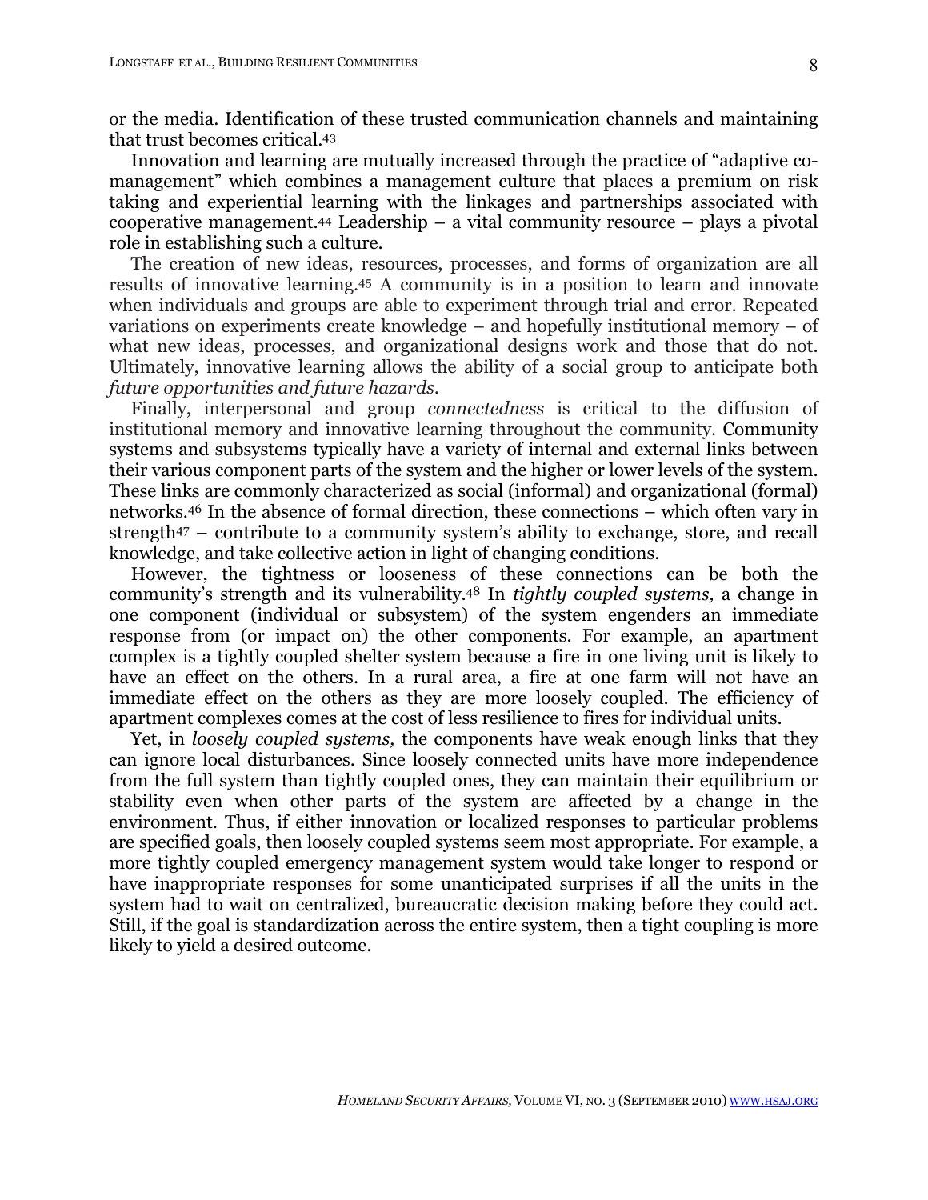or the media. Identification of these trusted communication channels and maintaining that trust becomes critical.[43]

Innovation and learning are mutually increased through the practice of "adaptive co-management" which combines a management culture that places a premium on risk taking and experiential learning with the linkages and partnerships associated with cooperative management.[44] Leadership – a vital community resource – plays a pivotal role in establishing such a culture.

The creation of new ideas, resources, processes, and forms of organization are all results of innovative learning.[45] A community is in a position to learn and innovate when individuals and groups are able to experiment through trial and error. Repeated variations on experiments create knowledge – and hopefully institutional memory – of what new ideas, processes, and organizational designs work and those that do not. Ultimately, innovative learning allows the ability of a social group to anticipate both *future opportunities and future hazards.*

Finally, interpersonal and group *connectedness* is critical to the diffusion of institutional memory and innovative learning throughout the community. Community systems and subsystems typically have a variety of internal and external links between their various component parts of the system and the higher or lower levels of the system. These links are commonly characterized as social (informal) and organizational (formal) networks.[46] In the absence of formal direction, these connections – which often vary in strength[47] – contribute to a community system's ability to exchange, store, and recall knowledge, and take collective action in light of changing conditions.

However, the tightness or looseness of these connections can be both the community's strength and its vulnerability.[48] In *tightly coupled systems,* a change in one component (individual or subsystem) of the system engenders an immediate response from (or impact on) the other components. For example, an apartment complex is a tightly coupled shelter system because a fire in one living unit is likely to have an effect on the others. In a rural area, a fire at one farm will not have an immediate effect on the others as they are more loosely coupled. The efficiency of apartment complexes comes at the cost of less resilience to fires for individual units.

Yet, in *loosely coupled systems,* the components have weak enough links that they can ignore local disturbances. Since loosely connected units have more independence from the full system than tightly coupled ones, they can maintain their equilibrium or stability even when other parts of the system are affected by a change in the environment. Thus, if either innovation or localized responses to particular problems are specified goals, then loosely coupled systems seem most appropriate. For example, a more tightly coupled emergency management system would take longer to respond or have inappropriate responses for some unanticipated surprises if all the units in the system had to wait on centralized, bureaucratic decision making before they could act. Still, if the goal is standardization across the entire system, then a tight coupling is more likely to yield a desired outcome.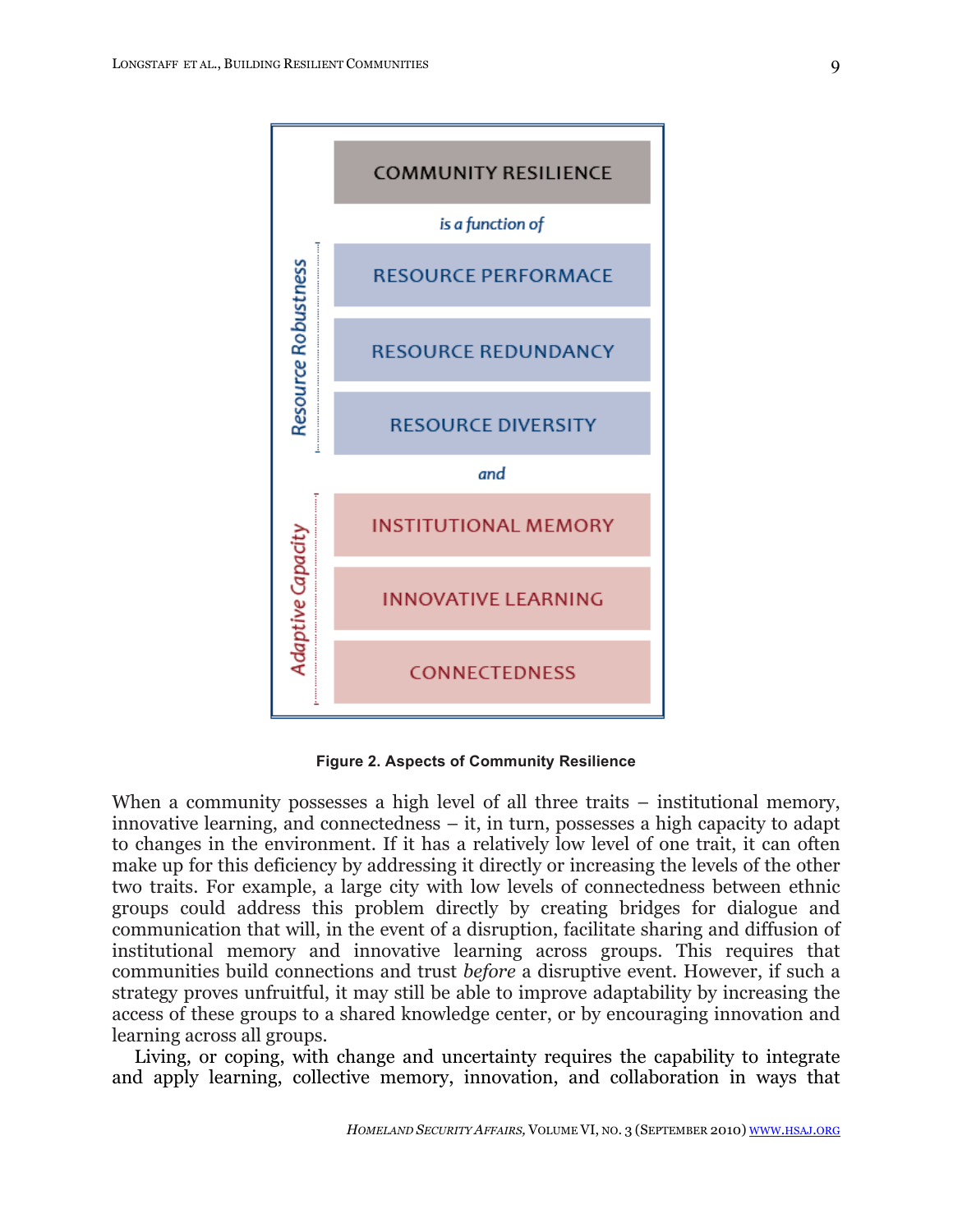| | COMMUNITY RESILIENCE |
|---|---|
| | *is a function of* |
| *Resource Robustness* | RESOURCE PERFORMACE |
| | RESOURCE REDUNDANCY |
| | RESOURCE DIVERSITY |
| | *and* |
| *Adaptive Capacity* | INSTITUTIONAL MEMORY |
| | INNOVATIVE LEARNING |
| | CONNECTEDNESS |

**Figure 2. Aspects of Community Resilience**

When a community possesses a high level of all three traits – institutional memory, innovative learning, and connectedness – it, in turn, possesses a high capacity to adapt to changes in the environment. If it has a relatively low level of one trait, it can often make up for this deficiency by addressing it directly or increasing the levels of the other two traits. For example, a large city with low levels of connectedness between ethnic groups could address this problem directly by creating bridges for dialogue and communication that will, in the event of a disruption, facilitate sharing and diffusion of institutional memory and innovative learning across groups. This requires that communities build connections and trust *before* a disruptive event. However, if such a strategy proves unfruitful, it may still be able to improve adaptability by increasing the access of these groups to a shared knowledge center, or by encouraging innovation and learning across all groups.

Living, or coping, with change and uncertainty requires the capability to integrate and apply learning, collective memory, innovation, and collaboration in ways that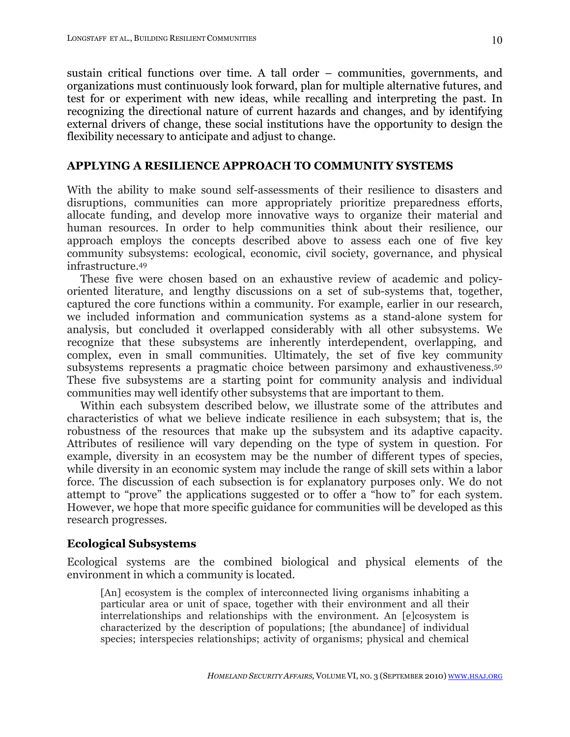sustain critical functions over time. A tall order – communities, governments, and organizations must continuously look forward, plan for multiple alternative futures, and test for or experiment with new ideas, while recalling and interpreting the past. In recognizing the directional nature of current hazards and changes, and by identifying external drivers of change, these social institutions have the opportunity to design the flexibility necessary to anticipate and adjust to change.

## APPLYING A RESILIENCE APPROACH TO COMMUNITY SYSTEMS

With the ability to make sound self-assessments of their resilience to disasters and disruptions, communities can more appropriately prioritize preparedness efforts, allocate funding, and develop more innovative ways to organize their material and human resources. In order to help communities think about their resilience, our approach employs the concepts described above to assess each one of five key community subsystems: ecological, economic, civil society, governance, and physical infrastructure.[49]

These five were chosen based on an exhaustive review of academic and policy-oriented literature, and lengthy discussions on a set of sub-systems that, together, captured the core functions within a community. For example, earlier in our research, we included information and communication systems as a stand-alone system for analysis, but concluded it overlapped considerably with all other subsystems. We recognize that these subsystems are inherently interdependent, overlapping, and complex, even in small communities. Ultimately, the set of five key community subsystems represents a pragmatic choice between parsimony and exhaustiveness.[50] These five subsystems are a starting point for community analysis and individual communities may well identify other subsystems that are important to them.

Within each subsystem described below, we illustrate some of the attributes and characteristics of what we believe indicate resilience in each subsystem; that is, the robustness of the resources that make up the subsystem and its adaptive capacity. Attributes of resilience will vary depending on the type of system in question. For example, diversity in an ecosystem may be the number of different types of species, while diversity in an economic system may include the range of skill sets within a labor force. The discussion of each subsection is for explanatory purposes only. We do not attempt to "prove" the applications suggested or to offer a "how to" for each system. However, we hope that more specific guidance for communities will be developed as this research progresses.

### Ecological Subsystems

Ecological systems are the combined biological and physical elements of the environment in which a community is located.

> [An] ecosystem is the complex of interconnected living organisms inhabiting a particular area or unit of space, together with their environment and all their interrelationships and relationships with the environment. An [e]cosystem is characterized by the description of populations; [the abundance] of individual species; interspecies relationships; activity of organisms; physical and chemical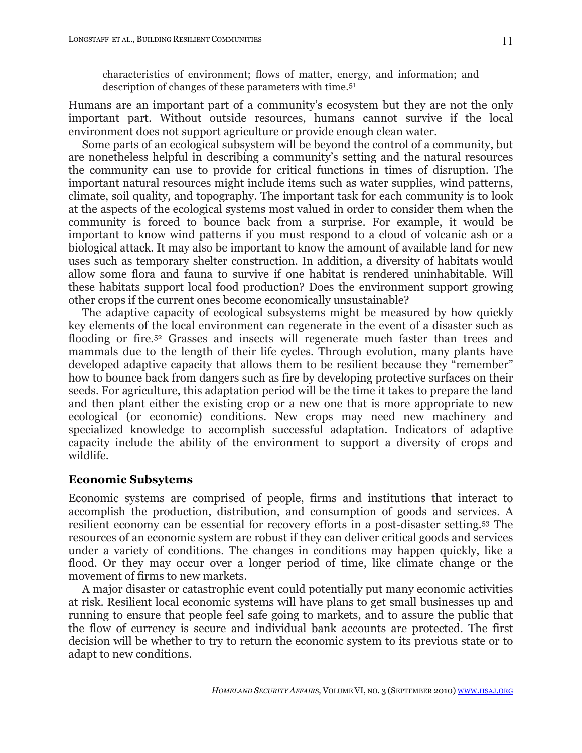characteristics of environment; flows of matter, energy, and information; and description of changes of these parameters with time.[51]

Humans are an important part of a community's ecosystem but they are not the only important part. Without outside resources, humans cannot survive if the local environment does not support agriculture or provide enough clean water.

Some parts of an ecological subsystem will be beyond the control of a community, but are nonetheless helpful in describing a community's setting and the natural resources the community can use to provide for critical functions in times of disruption. The important natural resources might include items such as water supplies, wind patterns, climate, soil quality, and topography. The important task for each community is to look at the aspects of the ecological systems most valued in order to consider them when the community is forced to bounce back from a surprise. For example, it would be important to know wind patterns if you must respond to a cloud of volcanic ash or a biological attack. It may also be important to know the amount of available land for new uses such as temporary shelter construction. In addition, a diversity of habitats would allow some flora and fauna to survive if one habitat is rendered uninhabitable. Will these habitats support local food production? Does the environment support growing other crops if the current ones become economically unsustainable?

The adaptive capacity of ecological subsystems might be measured by how quickly key elements of the local environment can regenerate in the event of a disaster such as flooding or fire.[52] Grasses and insects will regenerate much faster than trees and mammals due to the length of their life cycles. Through evolution, many plants have developed adaptive capacity that allows them to be resilient because they "remember" how to bounce back from dangers such as fire by developing protective surfaces on their seeds. For agriculture, this adaptation period will be the time it takes to prepare the land and then plant either the existing crop or a new one that is more appropriate to new ecological (or economic) conditions. New crops may need new machinery and specialized knowledge to accomplish successful adaptation. Indicators of adaptive capacity include the ability of the environment to support a diversity of crops and wildlife.

### Economic Subsytems

Economic systems are comprised of people, firms and institutions that interact to accomplish the production, distribution, and consumption of goods and services. A resilient economy can be essential for recovery efforts in a post-disaster setting.[53] The resources of an economic system are robust if they can deliver critical goods and services under a variety of conditions. The changes in conditions may happen quickly, like a flood. Or they may occur over a longer period of time, like climate change or the movement of firms to new markets.

A major disaster or catastrophic event could potentially put many economic activities at risk. Resilient local economic systems will have plans to get small businesses up and running to ensure that people feel safe going to markets, and to assure the public that the flow of currency is secure and individual bank accounts are protected. The first decision will be whether to try to return the economic system to its previous state or to adapt to new conditions.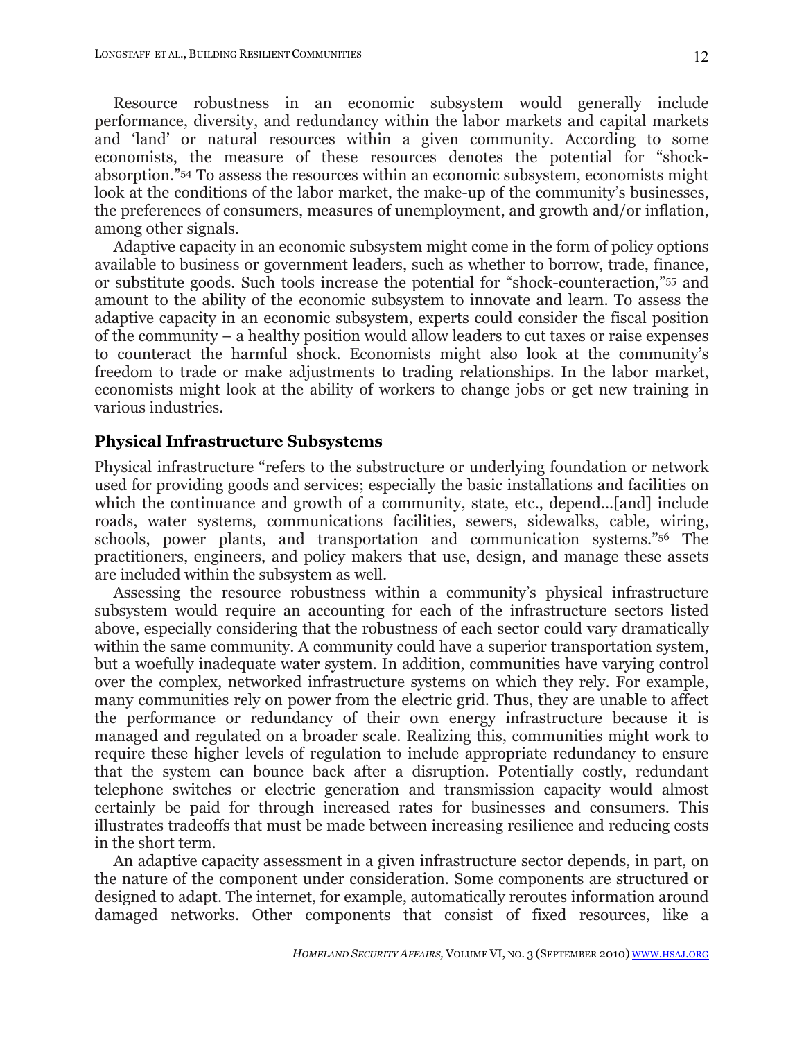Resource robustness in an economic subsystem would generally include performance, diversity, and redundancy within the labor markets and capital markets and 'land' or natural resources within a given community. According to some economists, the measure of these resources denotes the potential for "shock-absorption."[54] To assess the resources within an economic subsystem, economists might look at the conditions of the labor market, the make-up of the community's businesses, the preferences of consumers, measures of unemployment, and growth and/or inflation, among other signals.

Adaptive capacity in an economic subsystem might come in the form of policy options available to business or government leaders, such as whether to borrow, trade, finance, or substitute goods. Such tools increase the potential for "shock-counteraction,"[55] and amount to the ability of the economic subsystem to innovate and learn. To assess the adaptive capacity in an economic subsystem, experts could consider the fiscal position of the community – a healthy position would allow leaders to cut taxes or raise expenses to counteract the harmful shock. Economists might also look at the community's freedom to trade or make adjustments to trading relationships. In the labor market, economists might look at the ability of workers to change jobs or get new training in various industries.

## Physical Infrastructure Subsystems

Physical infrastructure "refers to the substructure or underlying foundation or network used for providing goods and services; especially the basic installations and facilities on which the continuance and growth of a community, state, etc., depend…[and] include roads, water systems, communications facilities, sewers, sidewalks, cable, wiring, schools, power plants, and transportation and communication systems."[56] The practitioners, engineers, and policy makers that use, design, and manage these assets are included within the subsystem as well.

Assessing the resource robustness within a community's physical infrastructure subsystem would require an accounting for each of the infrastructure sectors listed above, especially considering that the robustness of each sector could vary dramatically within the same community. A community could have a superior transportation system, but a woefully inadequate water system. In addition, communities have varying control over the complex, networked infrastructure systems on which they rely. For example, many communities rely on power from the electric grid. Thus, they are unable to affect the performance or redundancy of their own energy infrastructure because it is managed and regulated on a broader scale. Realizing this, communities might work to require these higher levels of regulation to include appropriate redundancy to ensure that the system can bounce back after a disruption. Potentially costly, redundant telephone switches or electric generation and transmission capacity would almost certainly be paid for through increased rates for businesses and consumers. This illustrates tradeoffs that must be made between increasing resilience and reducing costs in the short term.

An adaptive capacity assessment in a given infrastructure sector depends, in part, on the nature of the component under consideration. Some components are structured or designed to adapt. The internet, for example, automatically reroutes information around damaged networks. Other components that consist of fixed resources, like a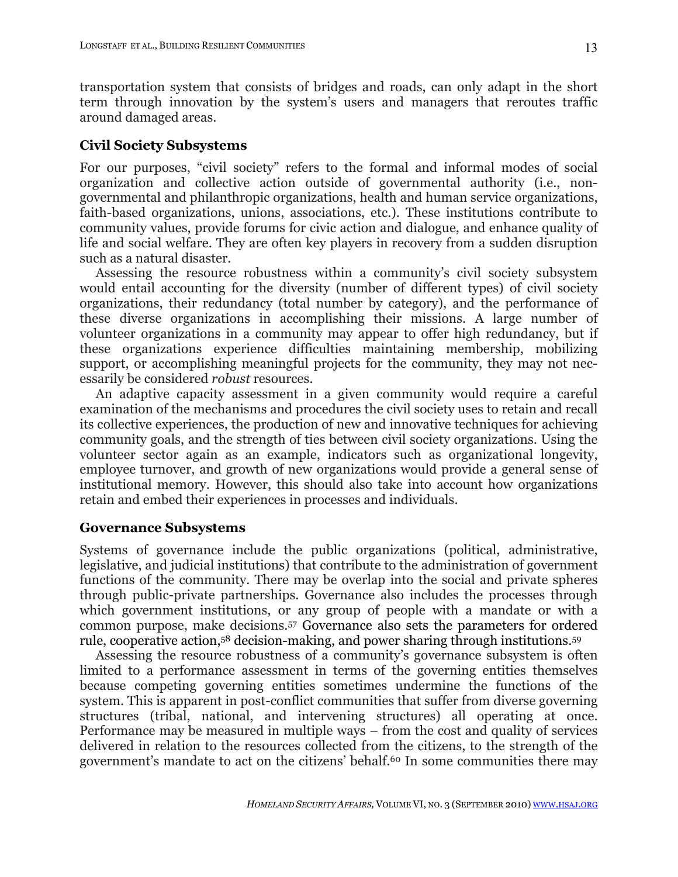transportation system that consists of bridges and roads, can only adapt in the short term through innovation by the system's users and managers that reroutes traffic around damaged areas.

### Civil Society Subsystems

For our purposes, "civil society" refers to the formal and informal modes of social organization and collective action outside of governmental authority (i.e., non-governmental and philanthropic organizations, health and human service organizations, faith-based organizations, unions, associations, etc.). These institutions contribute to community values, provide forums for civic action and dialogue, and enhance quality of life and social welfare. They are often key players in recovery from a sudden disruption such as a natural disaster.

Assessing the resource robustness within a community's civil society subsystem would entail accounting for the diversity (number of different types) of civil society organizations, their redundancy (total number by category), and the performance of these diverse organizations in accomplishing their missions. A large number of volunteer organizations in a community may appear to offer high redundancy, but if these organizations experience difficulties maintaining membership, mobilizing support, or accomplishing meaningful projects for the community, they may not necessarily be considered *robust* resources.

An adaptive capacity assessment in a given community would require a careful examination of the mechanisms and procedures the civil society uses to retain and recall its collective experiences, the production of new and innovative techniques for achieving community goals, and the strength of ties between civil society organizations. Using the volunteer sector again as an example, indicators such as organizational longevity, employee turnover, and growth of new organizations would provide a general sense of institutional memory. However, this should also take into account how organizations retain and embed their experiences in processes and individuals.

### Governance Subsystems

Systems of governance include the public organizations (political, administrative, legislative, and judicial institutions) that contribute to the administration of government functions of the community. There may be overlap into the social and private spheres through public-private partnerships. Governance also includes the processes through which government institutions, or any group of people with a mandate or with a common purpose, make decisions.[57] Governance also sets the parameters for ordered rule, cooperative action,[58] decision-making, and power sharing through institutions.[59]

Assessing the resource robustness of a community's governance subsystem is often limited to a performance assessment in terms of the governing entities themselves because competing governing entities sometimes undermine the functions of the system. This is apparent in post-conflict communities that suffer from diverse governing structures (tribal, national, and intervening structures) all operating at once. Performance may be measured in multiple ways – from the cost and quality of services delivered in relation to the resources collected from the citizens, to the strength of the government's mandate to act on the citizens' behalf.[60] In some communities there may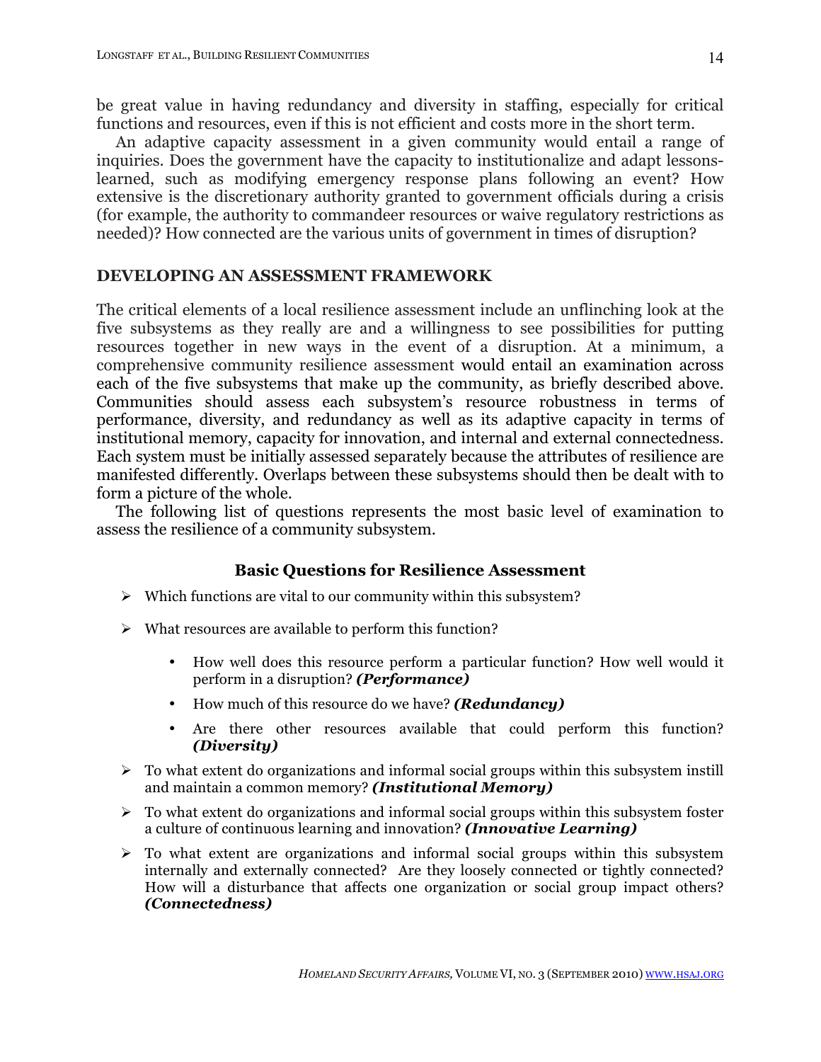be great value in having redundancy and diversity in staffing, especially for critical functions and resources, even if this is not efficient and costs more in the short term.

An adaptive capacity assessment in a given community would entail a range of inquiries. Does the government have the capacity to institutionalize and adapt lessons-learned, such as modifying emergency response plans following an event? How extensive is the discretionary authority granted to government officials during a crisis (for example, the authority to commandeer resources or waive regulatory restrictions as needed)? How connected are the various units of government in times of disruption?

## DEVELOPING AN ASSESSMENT FRAMEWORK

The critical elements of a local resilience assessment include an unflinching look at the five subsystems as they really are and a willingness to see possibilities for putting resources together in new ways in the event of a disruption. At a minimum, a comprehensive community resilience assessment would entail an examination across each of the five subsystems that make up the community, as briefly described above. Communities should assess each subsystem's resource robustness in terms of performance, diversity, and redundancy as well as its adaptive capacity in terms of institutional memory, capacity for innovation, and internal and external connectedness. Each system must be initially assessed separately because the attributes of resilience are manifested differently. Overlaps between these subsystems should then be dealt with to form a picture of the whole.

The following list of questions represents the most basic level of examination to assess the resilience of a community subsystem.

### Basic Questions for Resilience Assessment

- Which functions are vital to our community within this subsystem?
- What resources are available to perform this function?
  - How well does this resource perform a particular function? How well would it perform in a disruption? ***(Performance)***
  - How much of this resource do we have? ***(Redundancy)***
  - Are there other resources available that could perform this function? ***(Diversity)***
- To what extent do organizations and informal social groups within this subsystem instill and maintain a common memory? ***(Institutional Memory)***
- To what extent do organizations and informal social groups within this subsystem foster a culture of continuous learning and innovation? ***(Innovative Learning)***
- To what extent are organizations and informal social groups within this subsystem internally and externally connected? Are they loosely connected or tightly connected? How will a disturbance that affects one organization or social group impact others? ***(Connectedness)***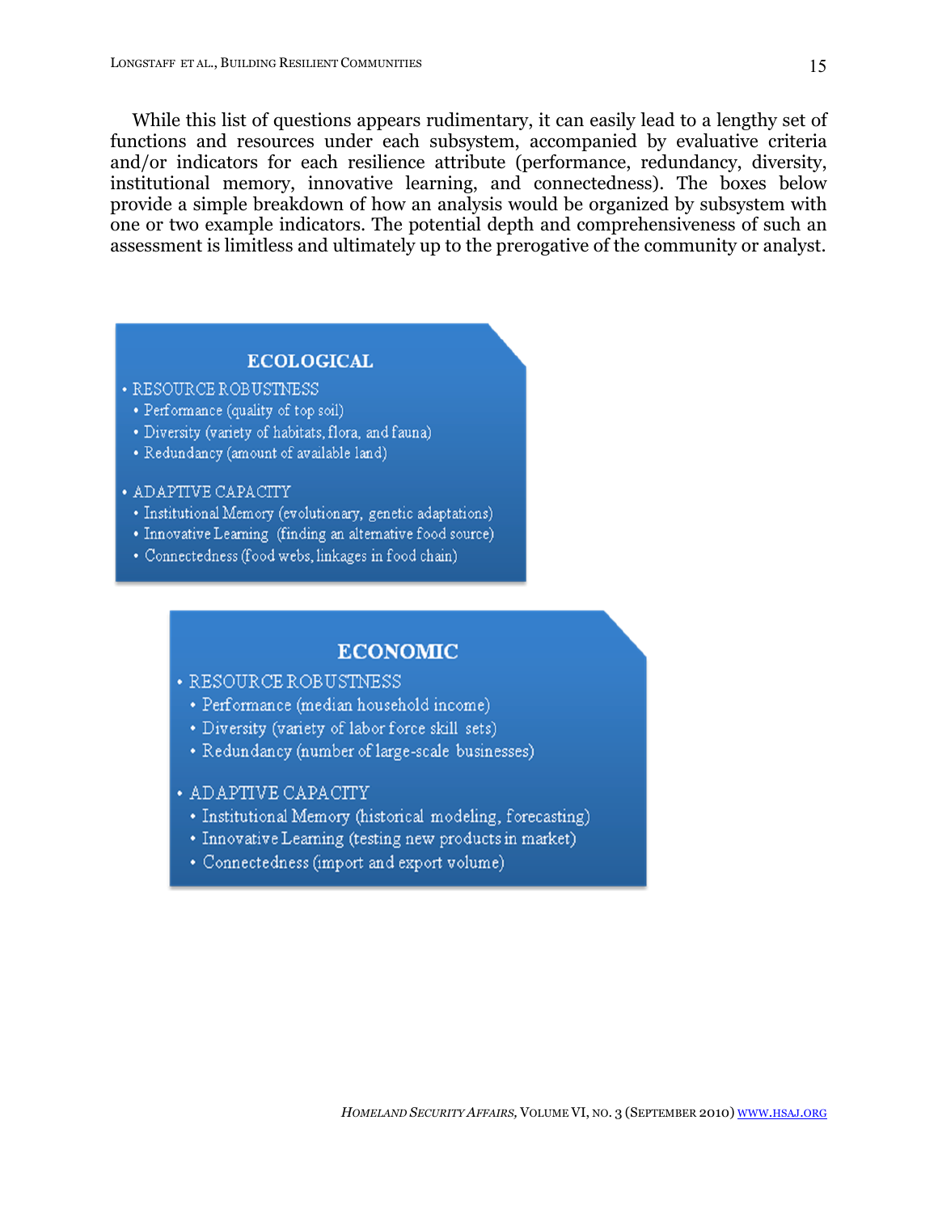While this list of questions appears rudimentary, it can easily lead to a lengthy set of functions and resources under each subsystem, accompanied by evaluative criteria and/or indicators for each resilience attribute (performance, redundancy, diversity, institutional memory, innovative learning, and connectedness). The boxes below provide a simple breakdown of how an analysis would be organized by subsystem with one or two example indicators. The potential depth and comprehensiveness of such an assessment is limitless and ultimately up to the prerogative of the community or analyst.

**ECOLOGICAL**

- RESOURCE ROBUSTNESS
  - Performance (quality of top soil)
  - Diversity (variety of habitats, flora, and fauna)
  - Redundancy (amount of available land)
- ADAPTIVE CAPACITY
  - Institutional Memory (evolutionary, genetic adaptations)
  - Innovative Learning (finding an alternative food source)
  - Connectedness (food webs, linkages in food chain)

**ECONOMIC**

- RESOURCE ROBUSTNESS
  - Performance (median household income)
  - Diversity (variety of labor force skill sets)
  - Redundancy (number of large-scale businesses)
- ADAPTIVE CAPACITY
  - Institutional Memory (historical modeling, forecasting)
  - Innovative Learning (testing new products in market)
  - Connectedness (import and export volume)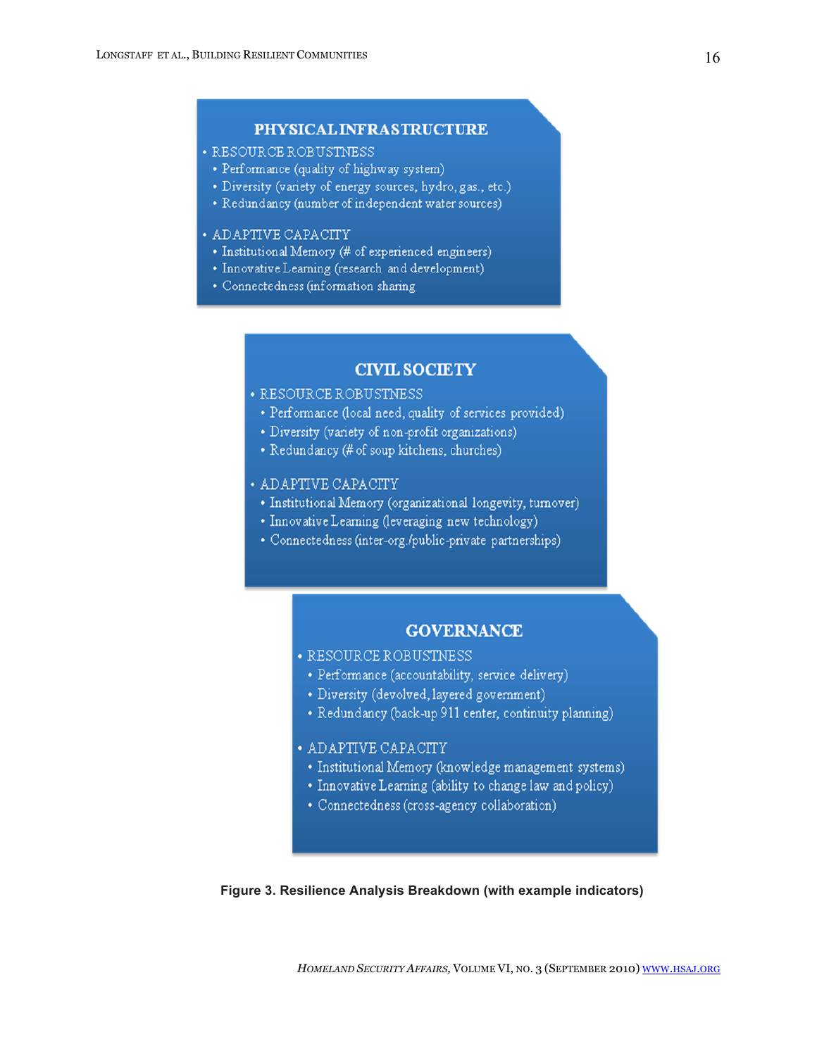**PHYSICAL INFRASTRUCTURE**

- RESOURCE ROBUSTNESS
  - Performance (quality of highway system)
  - Diversity (variety of energy sources, hydro, gas., etc.)
  - Redundancy (number of independent water sources)
- ADAPTIVE CAPACITY
  - Institutional Memory (# of experienced engineers)
  - Innovative Learning (research and development)
  - Connectedness (information sharing

**CIVIL SOCIETY**

- RESOURCE ROBUSTNESS
  - Performance (local need, quality of services provided)
  - Diversity (variety of non-profit organizations)
  - Redundancy (# of soup kitchens, churches)
- ADAPTIVE CAPACITY
  - Institutional Memory (organizational longevity, turnover)
  - Innovative Learning (leveraging new technology)
  - Connectedness (inter-org./public-private partnerships)

**GOVERNANCE**

- RESOURCE ROBUSTNESS
  - Performance (accountability, service delivery)
  - Diversity (devolved, layered government)
  - Redundancy (back-up 911 center, continuity planning)
- ADAPTIVE CAPACITY
  - Institutional Memory (knowledge management systems)
  - Innovative Learning (ability to change law and policy)
  - Connectedness (cross-agency collaboration)

**Figure 3. Resilience Analysis Breakdown (with example indicators)**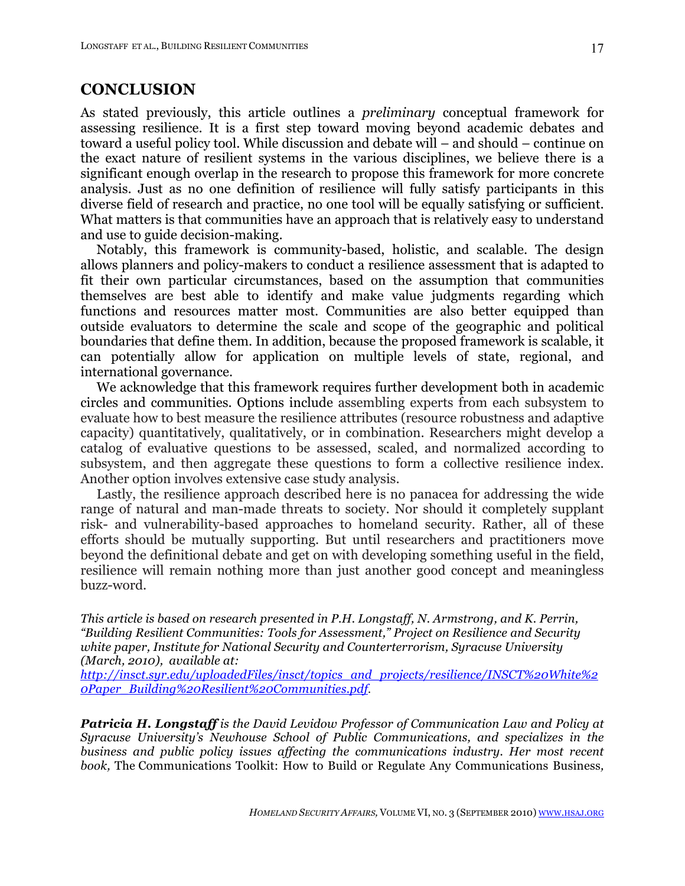## CONCLUSION

As stated previously, this article outlines a *preliminary* conceptual framework for assessing resilience. It is a first step toward moving beyond academic debates and toward a useful policy tool. While discussion and debate will – and should – continue on the exact nature of resilient systems in the various disciplines, we believe there is a significant enough overlap in the research to propose this framework for more concrete analysis. Just as no one definition of resilience will fully satisfy participants in this diverse field of research and practice, no one tool will be equally satisfying or sufficient. What matters is that communities have an approach that is relatively easy to understand and use to guide decision-making.

Notably, this framework is community-based, holistic, and scalable. The design allows planners and policy-makers to conduct a resilience assessment that is adapted to fit their own particular circumstances, based on the assumption that communities themselves are best able to identify and make value judgments regarding which functions and resources matter most. Communities are also better equipped than outside evaluators to determine the scale and scope of the geographic and political boundaries that define them. In addition, because the proposed framework is scalable, it can potentially allow for application on multiple levels of state, regional, and international governance.

We acknowledge that this framework requires further development both in academic circles and communities. Options include assembling experts from each subsystem to evaluate how to best measure the resilience attributes (resource robustness and adaptive capacity) quantitatively, qualitatively, or in combination. Researchers might develop a catalog of evaluative questions to be assessed, scaled, and normalized according to subsystem, and then aggregate these questions to form a collective resilience index. Another option involves extensive case study analysis.

Lastly, the resilience approach described here is no panacea for addressing the wide range of natural and man-made threats to society. Nor should it completely supplant risk- and vulnerability-based approaches to homeland security. Rather, all of these efforts should be mutually supporting. But until researchers and practitioners move beyond the definitional debate and get on with developing something useful in the field, resilience will remain nothing more than just another good concept and meaningless buzz-word.

*This article is based on research presented in P.H. Longstaff, N. Armstrong, and K. Perrin, "Building Resilient Communities: Tools for Assessment," Project on Resilience and Security white paper, Institute for National Security and Counterterrorism, Syracuse University (March, 2010), available at:* *http://insct.syr.edu/uploadedFiles/insct/topics_and_projects/resilience/INSCT%20White%20Paper_Building%20Resilient%20Communities.pdf.*

***Patricia H. Longstaff*** *is the David Levidow Professor of Communication Law and Policy at Syracuse University's Newhouse School of Public Communications, and specializes in the business and public policy issues affecting the communications industry. Her most recent book,* The Communications Toolkit: How to Build or Regulate Any Communications Business,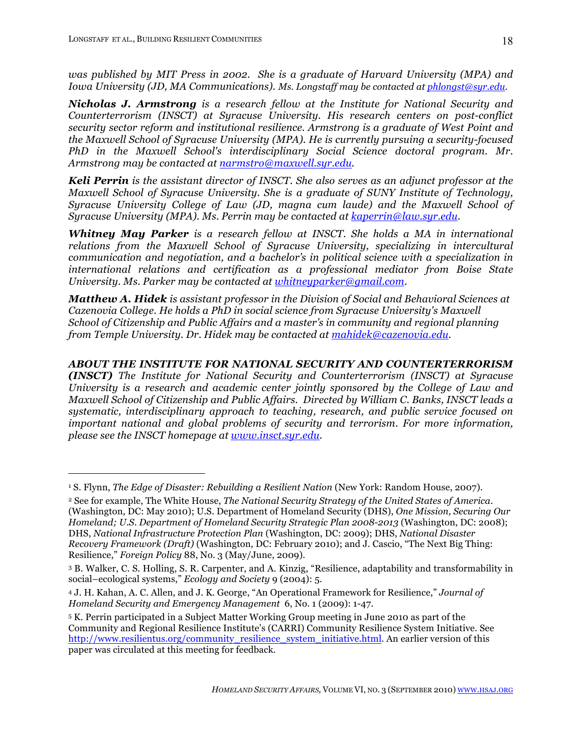*was published by MIT Press in 2002. She is a graduate of Harvard University (MPA) and Iowa University (JD, MA Communications). Ms. Longstaff may be contacted at [phlongst@syr.edu](mailto:phlongst@syr.edu).*

***Nicholas J. Armstrong*** *is a research fellow at the Institute for National Security and Counterterrorism (INSCT) at Syracuse University. His research centers on post-conflict security sector reform and institutional resilience. Armstrong is a graduate of West Point and the Maxwell School of Syracuse University (MPA). He is currently pursuing a security-focused PhD in the Maxwell School's interdisciplinary Social Science doctoral program. Mr. Armstrong may be contacted at [narmstro@maxwell.syr.edu](mailto:narmstro@maxwell.syr.edu).*

***Keli Perrin*** *is the assistant director of INSCT. She also serves as an adjunct professor at the Maxwell School of Syracuse University. She is a graduate of SUNY Institute of Technology, Syracuse University College of Law (JD, magna cum laude) and the Maxwell School of Syracuse University (MPA). Ms. Perrin may be contacted at [kaperrin@law.syr.edu](mailto:kaperrin@law.syr.edu).*

***Whitney May Parker*** *is a research fellow at INSCT. She holds a MA in international relations from the Maxwell School of Syracuse University, specializing in intercultural communication and negotiation, and a bachelor's in political science with a specialization in international relations and certification as a professional mediator from Boise State University. Ms. Parker may be contacted at [whitneyparker@gmail.com](mailto:whitneyparker@gmail.com).*

***Matthew A. Hidek*** *is assistant professor in the Division of Social and Behavioral Sciences at Cazenovia College. He holds a PhD in social science from Syracuse University's Maxwell School of Citizenship and Public Affairs and a master's in community and regional planning from Temple University. Dr. Hidek may be contacted at [mahidek@cazenovia.edu](mailto:mahidek@cazenovia.edu).*

***ABOUT THE INSTITUTE FOR NATIONAL SECURITY AND COUNTERTERRORISM (INSCT)*** *The Institute for National Security and Counterterrorism (INSCT) at Syracuse University is a research and academic center jointly sponsored by the College of Law and Maxwell School of Citizenship and Public Affairs. Directed by William C. Banks, INSCT leads a systematic, interdisciplinary approach to teaching, research, and public service focused on important national and global problems of security and terrorism. For more information, please see the INSCT homepage at [www.insct.syr.edu](http://www.insct.syr.edu).*

---

[1] S. Flynn, *The Edge of Disaster: Rebuilding a Resilient Nation* (New York: Random House, 2007).

[2] See for example, The White House, *The National Security Strategy of the United States of America*. (Washington, DC: May 2010); U.S. Department of Homeland Security (DHS), *One Mission, Securing Our Homeland; U.S. Department of Homeland Security Strategic Plan 2008-2013* (Washington, DC: 2008); DHS, *National Infrastructure Protection Plan* (Washington, DC: 2009); DHS, *National Disaster Recovery Framework (Draft)* (Washington, DC: February 2010); and J. Cascio, "The Next Big Thing: Resilience," *Foreign Policy* 88, No. 3 (May/June, 2009).

[3] B. Walker, C. S. Holling, S. R. Carpenter, and A. Kinzig, "Resilience, adaptability and transformability in social–ecological systems," *Ecology and Society* 9 (2004): 5.

[4] J. H. Kahan, A. C. Allen, and J. K. George, "An Operational Framework for Resilience," *Journal of Homeland Security and Emergency Management* 6, No. 1 (2009): 1-47.

[5] K. Perrin participated in a Subject Matter Working Group meeting in June 2010 as part of the Community and Regional Resilience Institute's (CARRI) Community Resilience System Initiative. See [http://www.resilientus.org/community_resilience_system_initiative.html](http://www.resilientus.org/community_resilience_system_initiative.html). An earlier version of this paper was circulated at this meeting for feedback.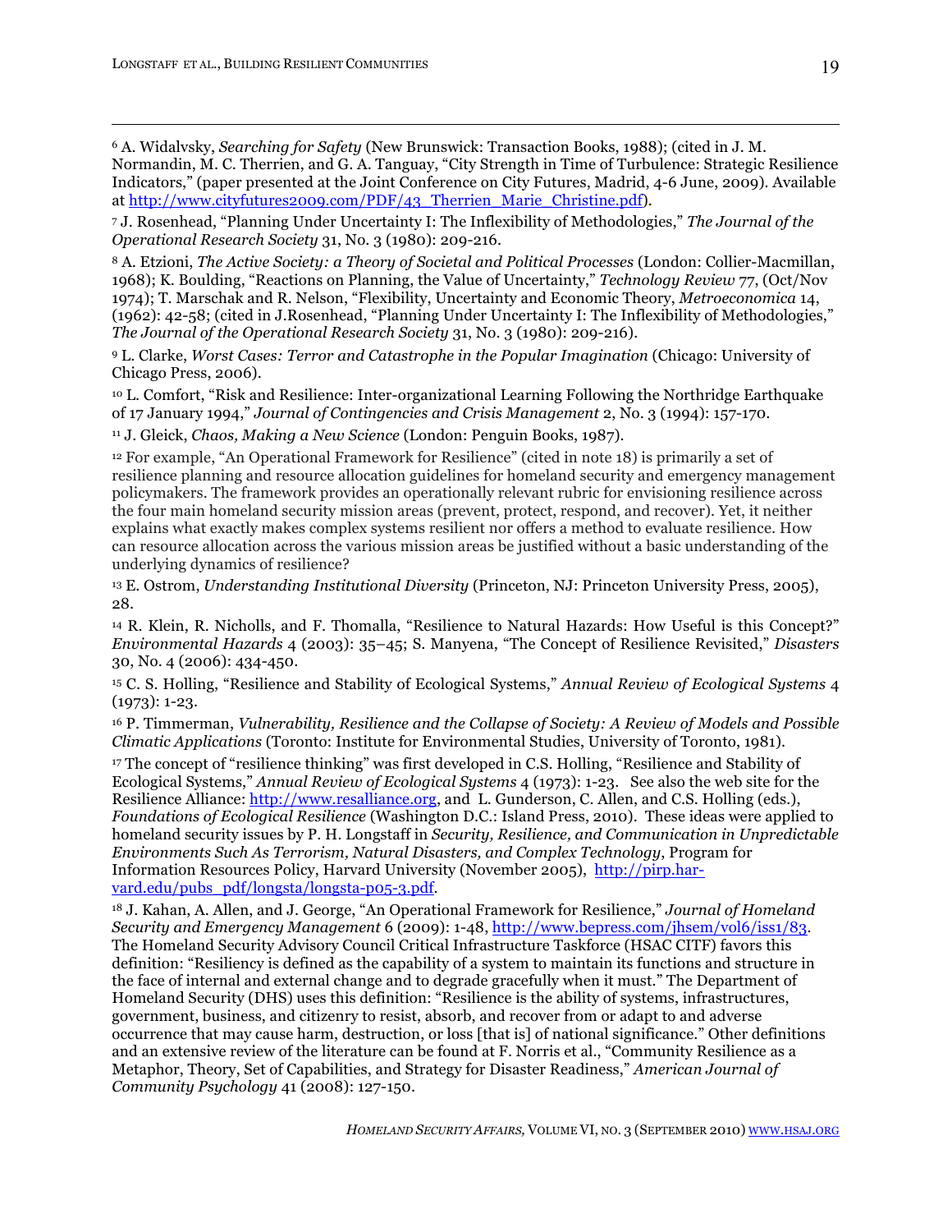[6] A. Widalvsky, *Searching for Safety* (New Brunswick: Transaction Books, 1988); (cited in J. M. Normandin, M. C. Therrien, and G. A. Tanguay, "City Strength in Time of Turbulence: Strategic Resilience Indicators," (paper presented at the Joint Conference on City Futures, Madrid, 4-6 June, 2009). Available at http://www.cityfutures2009.com/PDF/43_Therrien_Marie_Christine.pdf).

[7] J. Rosenhead, "Planning Under Uncertainty I: The Inflexibility of Methodologies," *The Journal of the Operational Research Society* 31, No. 3 (1980): 209-216.

[8] A. Etzioni, *The Active Society: a Theory of Societal and Political Processes* (London: Collier-Macmillan, 1968); K. Boulding, "Reactions on Planning, the Value of Uncertainty," *Technology Review* 77, (Oct/Nov 1974); T. Marschak and R. Nelson, "Flexibility, Uncertainty and Economic Theory, *Metroeconomica* 14, (1962): 42-58; (cited in J.Rosenhead, "Planning Under Uncertainty I: The Inflexibility of Methodologies," *The Journal of the Operational Research Society* 31, No. 3 (1980): 209-216).

[9] L. Clarke, *Worst Cases: Terror and Catastrophe in the Popular Imagination* (Chicago: University of Chicago Press, 2006).

[10] L. Comfort, "Risk and Resilience: Inter-organizational Learning Following the Northridge Earthquake of 17 January 1994," *Journal of Contingencies and Crisis Management* 2, No. 3 (1994): 157-170.

[11] J. Gleick, *Chaos, Making a New Science* (London: Penguin Books, 1987).

[12] For example, "An Operational Framework for Resilience" (cited in note 18) is primarily a set of resilience planning and resource allocation guidelines for homeland security and emergency management policymakers. The framework provides an operationally relevant rubric for envisioning resilience across the four main homeland security mission areas (prevent, protect, respond, and recover). Yet, it neither explains what exactly makes complex systems resilient nor offers a method to evaluate resilience. How can resource allocation across the various mission areas be justified without a basic understanding of the underlying dynamics of resilience?

[13] E. Ostrom, *Understanding Institutional Diversity* (Princeton, NJ: Princeton University Press, 2005), 28.

[14] R. Klein, R. Nicholls, and F. Thomalla, "Resilience to Natural Hazards: How Useful is this Concept?" *Environmental Hazards* 4 (2003): 35–45; S. Manyena, "The Concept of Resilience Revisited," *Disasters* 30, No. 4 (2006): 434-450.

[15] C. S. Holling, "Resilience and Stability of Ecological Systems," *Annual Review of Ecological Systems* 4 (1973): 1-23.

[16] P. Timmerman, *Vulnerability, Resilience and the Collapse of Society: A Review of Models and Possible Climatic Applications* (Toronto: Institute for Environmental Studies, University of Toronto, 1981).

[17] The concept of "resilience thinking" was first developed in C.S. Holling, "Resilience and Stability of Ecological Systems," *Annual Review of Ecological Systems* 4 (1973): 1-23. See also the web site for the Resilience Alliance: http://www.resalliance.org, and L. Gunderson, C. Allen, and C.S. Holling (eds.), *Foundations of Ecological Resilience* (Washington D.C.: Island Press, 2010). These ideas were applied to homeland security issues by P. H. Longstaff in *Security, Resilience, and Communication in Unpredictable Environments Such As Terrorism, Natural Disasters, and Complex Technology*, Program for Information Resources Policy, Harvard University (November 2005), http://pirp.harvard.edu/pubs_pdf/longsta/longsta-p05-3.pdf.

[18] J. Kahan, A. Allen, and J. George, "An Operational Framework for Resilience," *Journal of Homeland Security and Emergency Management* 6 (2009): 1-48, http://www.bepress.com/jhsem/vol6/iss1/83. The Homeland Security Advisory Council Critical Infrastructure Taskforce (HSAC CITF) favors this definition: "Resiliency is defined as the capability of a system to maintain its functions and structure in the face of internal and external change and to degrade gracefully when it must." The Department of Homeland Security (DHS) uses this definition: "Resilience is the ability of systems, infrastructures, government, business, and citizenry to resist, absorb, and recover from or adapt to and adverse occurrence that may cause harm, destruction, or loss [that is] of national significance." Other definitions and an extensive review of the literature can be found at F. Norris et al., "Community Resilience as a Metaphor, Theory, Set of Capabilities, and Strategy for Disaster Readiness," *American Journal of Community Psychology* 41 (2008): 127-150.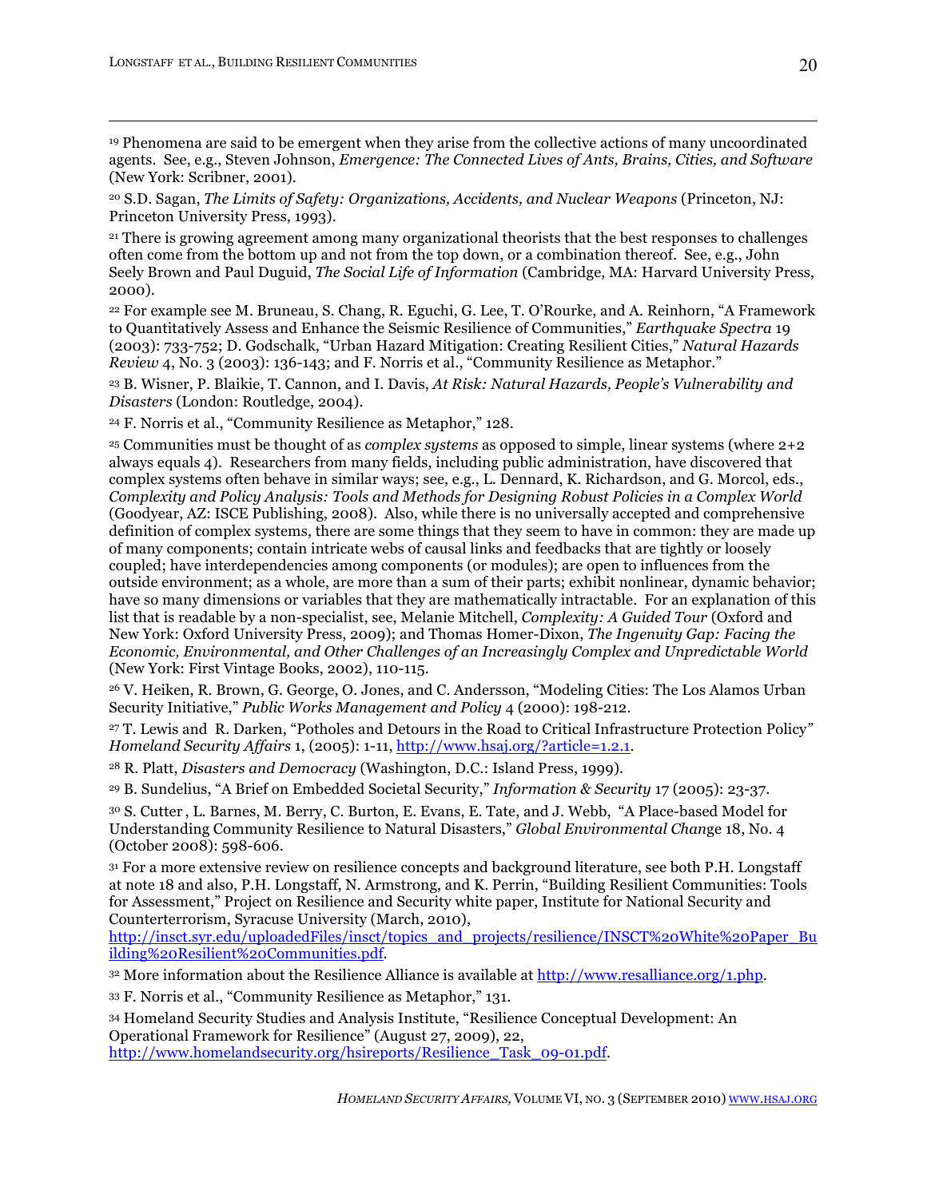[19] Phenomena are said to be emergent when they arise from the collective actions of many uncoordinated agents. See, e.g., Steven Johnson, *Emergence: The Connected Lives of Ants, Brains, Cities, and Software* (New York: Scribner, 2001).

[20] S.D. Sagan, *The Limits of Safety: Organizations, Accidents, and Nuclear Weapons* (Princeton, NJ: Princeton University Press, 1993).

[21] There is growing agreement among many organizational theorists that the best responses to challenges often come from the bottom up and not from the top down, or a combination thereof. See, e.g., John Seely Brown and Paul Duguid, *The Social Life of Information* (Cambridge, MA: Harvard University Press, 2000).

[22] For example see M. Bruneau, S. Chang, R. Eguchi, G. Lee, T. O'Rourke, and A. Reinhorn, "A Framework to Quantitatively Assess and Enhance the Seismic Resilience of Communities," *Earthquake Spectra* 19 (2003): 733-752; D. Godschalk, "Urban Hazard Mitigation: Creating Resilient Cities," *Natural Hazards Review* 4, No. 3 (2003): 136-143; and F. Norris et al., "Community Resilience as Metaphor."

[23] B. Wisner, P. Blaikie, T. Cannon, and I. Davis, *At Risk: Natural Hazards, People's Vulnerability and Disasters* (London: Routledge, 2004).

[24] F. Norris et al., "Community Resilience as Metaphor," 128.

[25] Communities must be thought of as *complex systems* as opposed to simple, linear systems (where 2+2 always equals 4). Researchers from many fields, including public administration, have discovered that complex systems often behave in similar ways; see, e.g., L. Dennard, K. Richardson, and G. Morcol, eds., *Complexity and Policy Analysis: Tools and Methods for Designing Robust Policies in a Complex World* (Goodyear, AZ: ISCE Publishing, 2008). Also, while there is no universally accepted and comprehensive definition of complex systems, there are some things that they seem to have in common: they are made up of many components; contain intricate webs of causal links and feedbacks that are tightly or loosely coupled; have interdependencies among components (or modules); are open to influences from the outside environment; as a whole, are more than a sum of their parts; exhibit nonlinear, dynamic behavior; have so many dimensions or variables that they are mathematically intractable. For an explanation of this list that is readable by a non-specialist, see, Melanie Mitchell, *Complexity: A Guided Tour* (Oxford and New York: Oxford University Press, 2009); and Thomas Homer-Dixon, *The Ingenuity Gap: Facing the Economic, Environmental, and Other Challenges of an Increasingly Complex and Unpredictable World* (New York: First Vintage Books, 2002), 110-115.

[26] V. Heiken, R. Brown, G. George, O. Jones, and C. Andersson, "Modeling Cities: The Los Alamos Urban Security Initiative," *Public Works Management and Policy* 4 (2000): 198-212.

[27] T. Lewis and R. Darken, "Potholes and Detours in the Road to Critical Infrastructure Protection Policy" *Homeland Security Affairs* 1, (2005): 1-11, http://www.hsaj.org/?article=1.2.1.

[28] R. Platt, *Disasters and Democracy* (Washington, D.C.: Island Press, 1999).

[29] B. Sundelius, "A Brief on Embedded Societal Security," *Information & Security* 17 (2005): 23-37.

[30] S. Cutter , L. Barnes, M. Berry, C. Burton, E. Evans, E. Tate, and J. Webb, "A Place-based Model for Understanding Community Resilience to Natural Disasters," *Global Environmental Change* 18, No. 4 (October 2008): 598-606.

[31] For a more extensive review on resilience concepts and background literature, see both P.H. Longstaff at note 18 and also, P.H. Longstaff, N. Armstrong, and K. Perrin, "Building Resilient Communities: Tools for Assessment," Project on Resilience and Security white paper, Institute for National Security and Counterterrorism, Syracuse University (March, 2010), http://insct.syr.edu/uploadedFiles/insct/topics_and_projects/resilience/INSCT%20White%20Paper_Building%20Resilient%20Communities.pdf.

[32] More information about the Resilience Alliance is available at http://www.resalliance.org/1.php.

[33] F. Norris et al., "Community Resilience as Metaphor," 131.

[34] Homeland Security Studies and Analysis Institute, "Resilience Conceptual Development: An Operational Framework for Resilience" (August 27, 2009), 22, http://www.homelandsecurity.org/hsireports/Resilience_Task_09-01.pdf.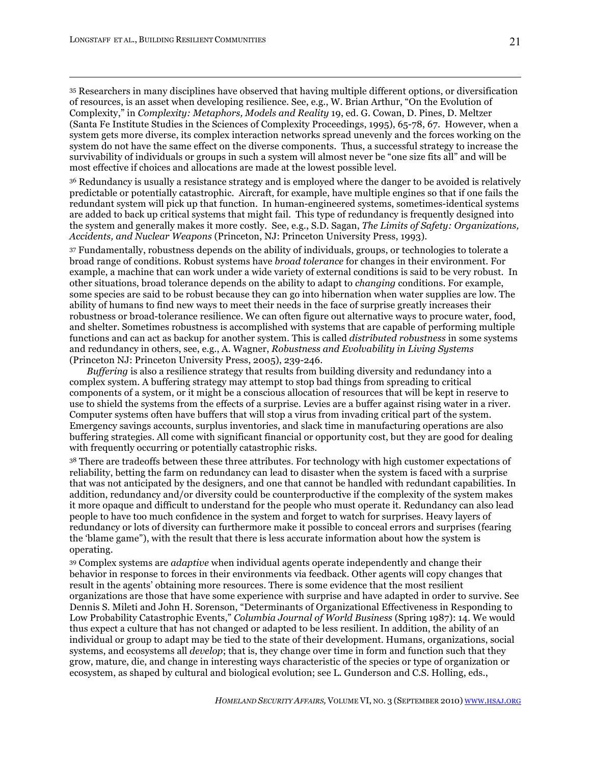[35] Researchers in many disciplines have observed that having multiple different options, or diversification of resources, is an asset when developing resilience. See, e.g., W. Brian Arthur, "On the Evolution of Complexity," in *Complexity: Metaphors, Models and Reality* 19, ed. G. Cowan, D. Pines, D. Meltzer (Santa Fe Institute Studies in the Sciences of Complexity Proceedings, 1995), 65-78, 67. However, when a system gets more diverse, its complex interaction networks spread unevenly and the forces working on the system do not have the same effect on the diverse components. Thus, a successful strategy to increase the survivability of individuals or groups in such a system will almost never be "one size fits all" and will be most effective if choices and allocations are made at the lowest possible level.

[36] Redundancy is usually a resistance strategy and is employed where the danger to be avoided is relatively predictable or potentially catastrophic. Aircraft, for example, have multiple engines so that if one fails the redundant system will pick up that function. In human-engineered systems, sometimes-identical systems are added to back up critical systems that might fail. This type of redundancy is frequently designed into the system and generally makes it more costly. See, e.g., S.D. Sagan, *The Limits of Safety: Organizations, Accidents, and Nuclear Weapons* (Princeton, NJ: Princeton University Press, 1993).

[37] Fundamentally, robustness depends on the ability of individuals, groups, or technologies to tolerate a broad range of conditions. Robust systems have *broad tolerance* for changes in their environment. For example, a machine that can work under a wide variety of external conditions is said to be very robust. In other situations, broad tolerance depends on the ability to adapt to *changing* conditions. For example, some species are said to be robust because they can go into hibernation when water supplies are low. The ability of humans to find new ways to meet their needs in the face of surprise greatly increases their robustness or broad-tolerance resilience. We can often figure out alternative ways to procure water, food, and shelter. Sometimes robustness is accomplished with systems that are capable of performing multiple functions and can act as backup for another system. This is called *distributed robustness* in some systems and redundancy in others, see, e.g., A. Wagner, *Robustness and Evolvability in Living Systems* (Princeton NJ: Princeton University Press, 2005), 239-246.

*Buffering* is also a resilience strategy that results from building diversity and redundancy into a complex system. A buffering strategy may attempt to stop bad things from spreading to critical components of a system, or it might be a conscious allocation of resources that will be kept in reserve to use to shield the systems from the effects of a surprise. Levies are a buffer against rising water in a river. Computer systems often have buffers that will stop a virus from invading critical part of the system. Emergency savings accounts, surplus inventories, and slack time in manufacturing operations are also buffering strategies. All come with significant financial or opportunity cost, but they are good for dealing with frequently occurring or potentially catastrophic risks.

[38] There are tradeoffs between these three attributes. For technology with high customer expectations of reliability, betting the farm on redundancy can lead to disaster when the system is faced with a surprise that was not anticipated by the designers, and one that cannot be handled with redundant capabilities. In addition, redundancy and/or diversity could be counterproductive if the complexity of the system makes it more opaque and difficult to understand for the people who must operate it. Redundancy can also lead people to have too much confidence in the system and forget to watch for surprises. Heavy layers of redundancy or lots of diversity can furthermore make it possible to conceal errors and surprises (fearing the 'blame game"), with the result that there is less accurate information about how the system is operating.

[39] Complex systems are *adaptive* when individual agents operate independently and change their behavior in response to forces in their environments via feedback. Other agents will copy changes that result in the agents' obtaining more resources. There is some evidence that the most resilient organizations are those that have some experience with surprise and have adapted in order to survive. See Dennis S. Mileti and John H. Sorenson, "Determinants of Organizational Effectiveness in Responding to Low Probability Catastrophic Events," *Columbia Journal of World Business* (Spring 1987): 14. We would thus expect a culture that has not changed or adapted to be less resilient. In addition, the ability of an individual or group to adapt may be tied to the state of their development. Humans, organizations, social systems, and ecosystems all *develop*; that is, they change over time in form and function such that they grow, mature, die, and change in interesting ways characteristic of the species or type of organization or ecosystem, as shaped by cultural and biological evolution; see L. Gunderson and C.S. Holling, eds.,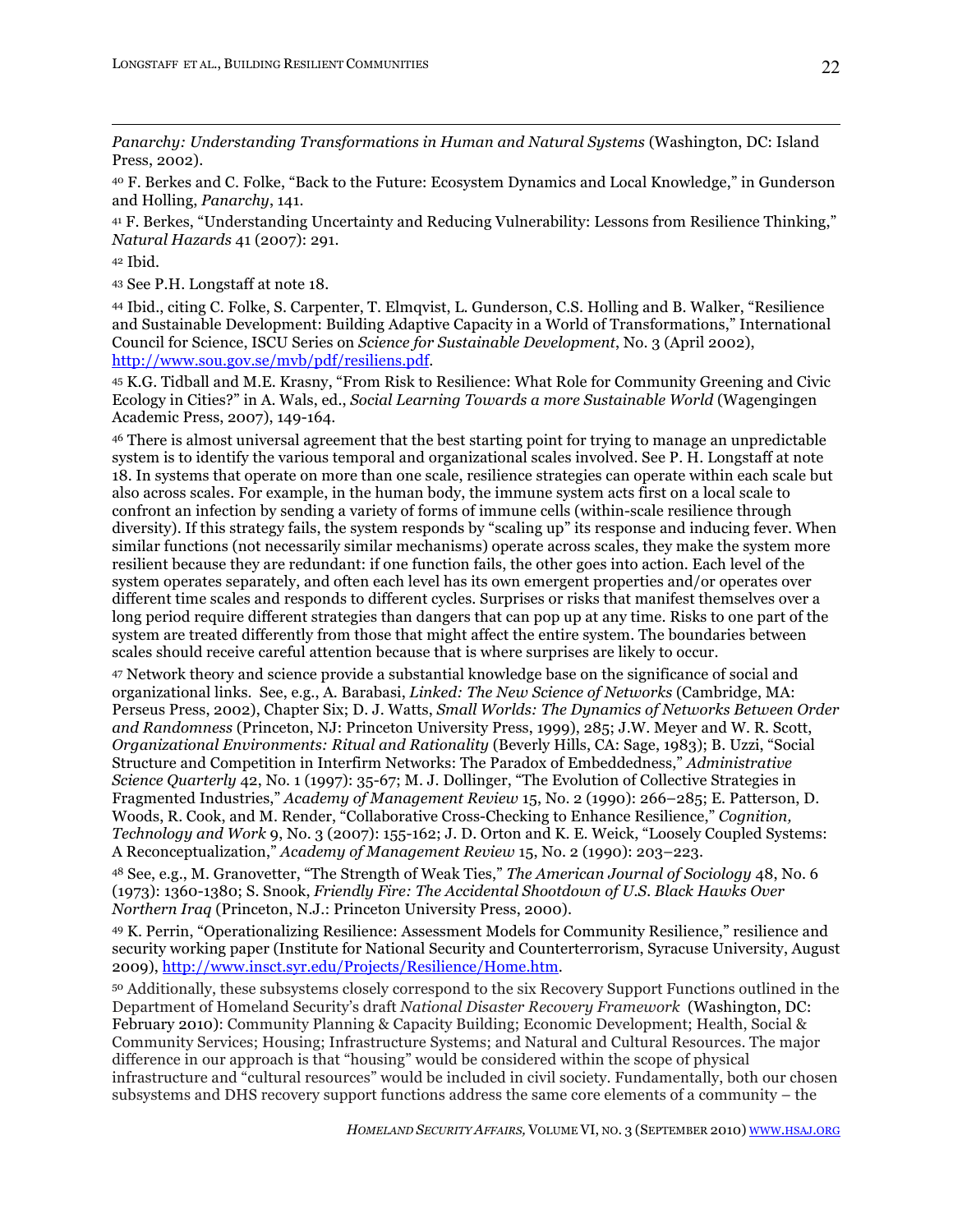*Panarchy: Understanding Transformations in Human and Natural Systems* (Washington, DC: Island Press, 2002).

[40] F. Berkes and C. Folke, "Back to the Future: Ecosystem Dynamics and Local Knowledge," in Gunderson and Holling, *Panarchy*, 141.

[41] F. Berkes, "Understanding Uncertainty and Reducing Vulnerability: Lessons from Resilience Thinking," *Natural Hazards* 41 (2007): 291.

[42] Ibid.

[43] See P.H. Longstaff at note 18.

[44] Ibid., citing C. Folke, S. Carpenter, T. Elmqvist, L. Gunderson, C.S. Holling and B. Walker, "Resilience and Sustainable Development: Building Adaptive Capacity in a World of Transformations," International Council for Science, ISCU Series on *Science for Sustainable Development*, No. 3 (April 2002), http://www.sou.gov.se/mvb/pdf/resiliens.pdf.

[45] K.G. Tidball and M.E. Krasny, "From Risk to Resilience: What Role for Community Greening and Civic Ecology in Cities?" in A. Wals, ed., *Social Learning Towards a more Sustainable World* (Wagengingen Academic Press, 2007), 149-164.

[46] There is almost universal agreement that the best starting point for trying to manage an unpredictable system is to identify the various temporal and organizational scales involved. See P. H. Longstaff at note 18. In systems that operate on more than one scale, resilience strategies can operate within each scale but also across scales. For example, in the human body, the immune system acts first on a local scale to confront an infection by sending a variety of forms of immune cells (within-scale resilience through diversity). If this strategy fails, the system responds by "scaling up" its response and inducing fever. When similar functions (not necessarily similar mechanisms) operate across scales, they make the system more resilient because they are redundant: if one function fails, the other goes into action. Each level of the system operates separately, and often each level has its own emergent properties and/or operates over different time scales and responds to different cycles. Surprises or risks that manifest themselves over a long period require different strategies than dangers that can pop up at any time. Risks to one part of the system are treated differently from those that might affect the entire system. The boundaries between scales should receive careful attention because that is where surprises are likely to occur.

[47] Network theory and science provide a substantial knowledge base on the significance of social and organizational links. See, e.g., A. Barabasi, *Linked: The New Science of Networks* (Cambridge, MA: Perseus Press, 2002), Chapter Six; D. J. Watts, *Small Worlds: The Dynamics of Networks Between Order and Randomness* (Princeton, NJ: Princeton University Press, 1999), 285; J.W. Meyer and W. R. Scott, *Organizational Environments: Ritual and Rationality* (Beverly Hills, CA: Sage, 1983); B. Uzzi, "Social Structure and Competition in Interfirm Networks: The Paradox of Embeddedness," *Administrative Science Quarterly* 42, No. 1 (1997): 35-67; M. J. Dollinger, "The Evolution of Collective Strategies in Fragmented Industries," *Academy of Management Review* 15, No. 2 (1990): 266–285; E. Patterson, D. Woods, R. Cook, and M. Render, "Collaborative Cross-Checking to Enhance Resilience," *Cognition, Technology and Work* 9, No. 3 (2007): 155-162; J. D. Orton and K. E. Weick, "Loosely Coupled Systems: A Reconceptualization," *Academy of Management Review* 15, No. 2 (1990): 203–223.

[48] See, e.g., M. Granovetter, "The Strength of Weak Ties," *The American Journal of Sociology* 48, No. 6 (1973): 1360-1380; S. Snook, *Friendly Fire: The Accidental Shootdown of U.S. Black Hawks Over Northern Iraq* (Princeton, N.J.: Princeton University Press, 2000).

[49] K. Perrin, "Operationalizing Resilience: Assessment Models for Community Resilience," resilience and security working paper (Institute for National Security and Counterterrorism, Syracuse University, August 2009), http://www.insct.syr.edu/Projects/Resilience/Home.htm.

[50] Additionally, these subsystems closely correspond to the six Recovery Support Functions outlined in the Department of Homeland Security's draft *National Disaster Recovery Framework* (Washington, DC: February 2010): Community Planning & Capacity Building; Economic Development; Health, Social & Community Services; Housing; Infrastructure Systems; and Natural and Cultural Resources. The major difference in our approach is that "housing" would be considered within the scope of physical infrastructure and "cultural resources" would be included in civil society. Fundamentally, both our chosen subsystems and DHS recovery support functions address the same core elements of a community – the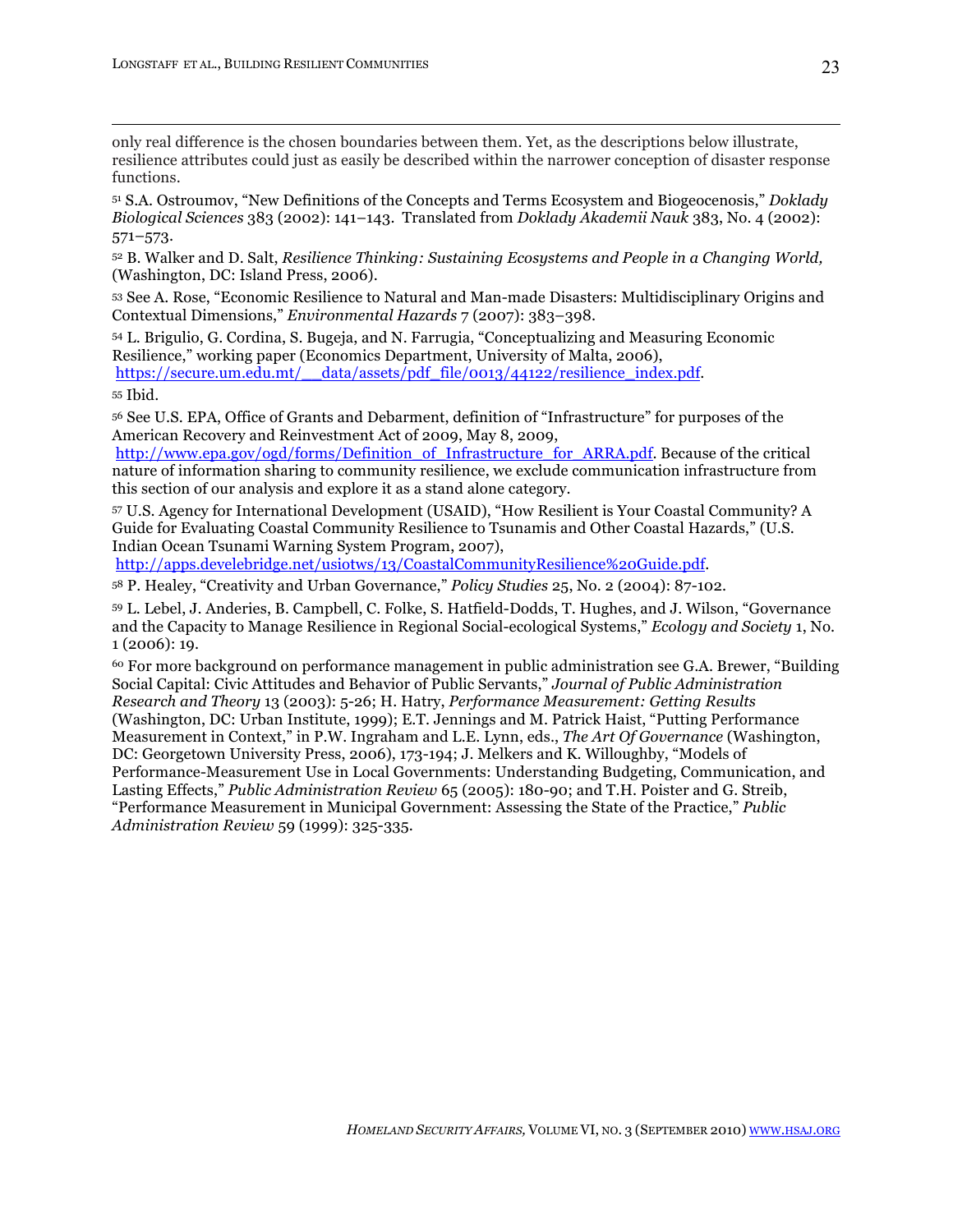only real difference is the chosen boundaries between them. Yet, as the descriptions below illustrate, resilience attributes could just as easily be described within the narrower conception of disaster response functions.

[51] S.A. Ostroumov, "New Definitions of the Concepts and Terms Ecosystem and Biogeocenosis," *Doklady Biological Sciences* 383 (2002): 141–143. Translated from *Doklady Akademii Nauk* 383, No. 4 (2002): 571–573.

[52] B. Walker and D. Salt, *Resilience Thinking: Sustaining Ecosystems and People in a Changing World,* (Washington, DC: Island Press, 2006).

[53] See A. Rose, "Economic Resilience to Natural and Man-made Disasters: Multidisciplinary Origins and Contextual Dimensions," *Environmental Hazards* 7 (2007): 383–398.

[54] L. Brigulio, G. Cordina, S. Bugeja, and N. Farrugia, "Conceptualizing and Measuring Economic Resilience," working paper (Economics Department, University of Malta, 2006), https://secure.um.edu.mt/__data/assets/pdf_file/0013/44122/resilience_index.pdf.

[55] Ibid.

[56] See U.S. EPA, Office of Grants and Debarment, definition of "Infrastructure" for purposes of the American Recovery and Reinvestment Act of 2009, May 8, 2009, http://www.epa.gov/ogd/forms/Definition_of_Infrastructure_for_ARRA.pdf. Because of the critical nature of information sharing to community resilience, we exclude communication infrastructure from this section of our analysis and explore it as a stand alone category.

[57] U.S. Agency for International Development (USAID), "How Resilient is Your Coastal Community? A Guide for Evaluating Coastal Community Resilience to Tsunamis and Other Coastal Hazards," (U.S. Indian Ocean Tsunami Warning System Program, 2007), http://apps.develebridge.net/usiotws/13/CoastalCommunityResilience%20Guide.pdf.

[58] P. Healey, "Creativity and Urban Governance," *Policy Studies* 25, No. 2 (2004): 87-102.

[59] L. Lebel, J. Anderies, B. Campbell, C. Folke, S. Hatfield-Dodds, T. Hughes, and J. Wilson, "Governance and the Capacity to Manage Resilience in Regional Social-ecological Systems," *Ecology and Society* 1, No. 1 (2006): 19.

[60] For more background on performance management in public administration see G.A. Brewer, "Building Social Capital: Civic Attitudes and Behavior of Public Servants," *Journal of Public Administration Research and Theory* 13 (2003): 5-26; H. Hatry, *Performance Measurement: Getting Results* (Washington, DC: Urban Institute, 1999); E.T. Jennings and M. Patrick Haist, "Putting Performance Measurement in Context," in P.W. Ingraham and L.E. Lynn, eds., *The Art Of Governance* (Washington, DC: Georgetown University Press, 2006), 173-194; J. Melkers and K. Willoughby, "Models of Performance-Measurement Use in Local Governments: Understanding Budgeting, Communication, and Lasting Effects," *Public Administration Review* 65 (2005): 180-90; and T.H. Poister and G. Streib, "Performance Measurement in Municipal Government: Assessing the State of the Practice," *Public Administration Review* 59 (1999): 325-335.